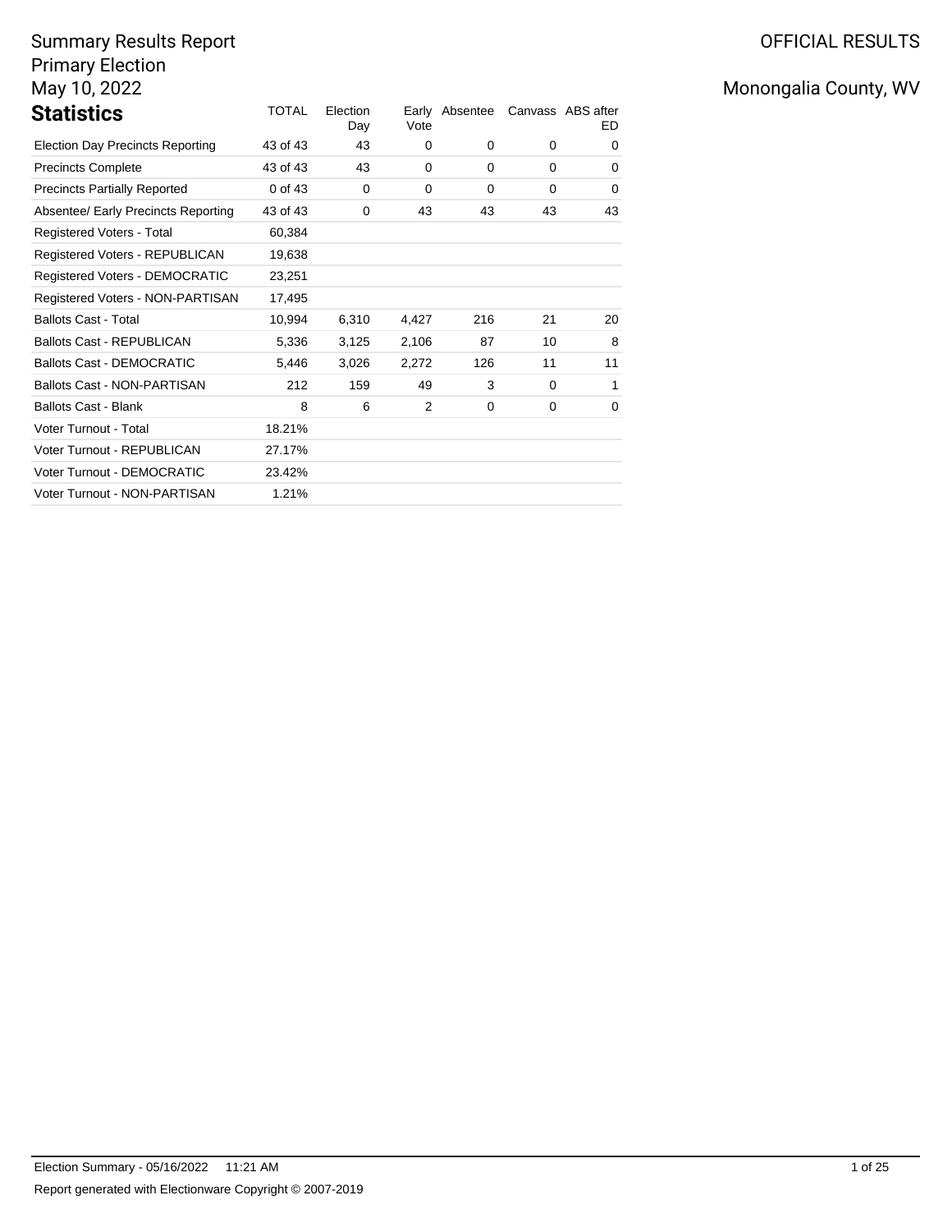Summary Results Report
Primary Election
May 10, 2022

OFFICIAL RESULTS

Monongalia County, WV

## Statistics

| | TOTAL | Election Day | Early Vote | Absentee | Canvass | ABS after ED |
|---|---|---|---|---|---|---|
| Election Day Precincts Reporting | 43 of 43 | 43 | 0 | 0 | 0 | 0 |
| Precincts Complete | 43 of 43 | 43 | 0 | 0 | 0 | 0 |
| Precincts Partially Reported | 0 of 43 | 0 | 0 | 0 | 0 | 0 |
| Absentee/ Early Precincts Reporting | 43 of 43 | 0 | 43 | 43 | 43 | 43 |
| Registered Voters - Total | 60,384 | | | | | |
| Registered Voters - REPUBLICAN | 19,638 | | | | | |
| Registered Voters - DEMOCRATIC | 23,251 | | | | | |
| Registered Voters - NON-PARTISAN | 17,495 | | | | | |
| Ballots Cast - Total | 10,994 | 6,310 | 4,427 | 216 | 21 | 20 |
| Ballots Cast - REPUBLICAN | 5,336 | 3,125 | 2,106 | 87 | 10 | 8 |
| Ballots Cast - DEMOCRATIC | 5,446 | 3,026 | 2,272 | 126 | 11 | 11 |
| Ballots Cast - NON-PARTISAN | 212 | 159 | 49 | 3 | 0 | 1 |
| Ballots Cast - Blank | 8 | 6 | 2 | 0 | 0 | 0 |
| Voter Turnout - Total | 18.21% | | | | | |
| Voter Turnout - REPUBLICAN | 27.17% | | | | | |
| Voter Turnout - DEMOCRATIC | 23.42% | | | | | |
| Voter Turnout - NON-PARTISAN | 1.21% | | | | | |

Election Summary - 05/16/2022 11:21 AM

Report generated with Electionware Copyright © 2007-2019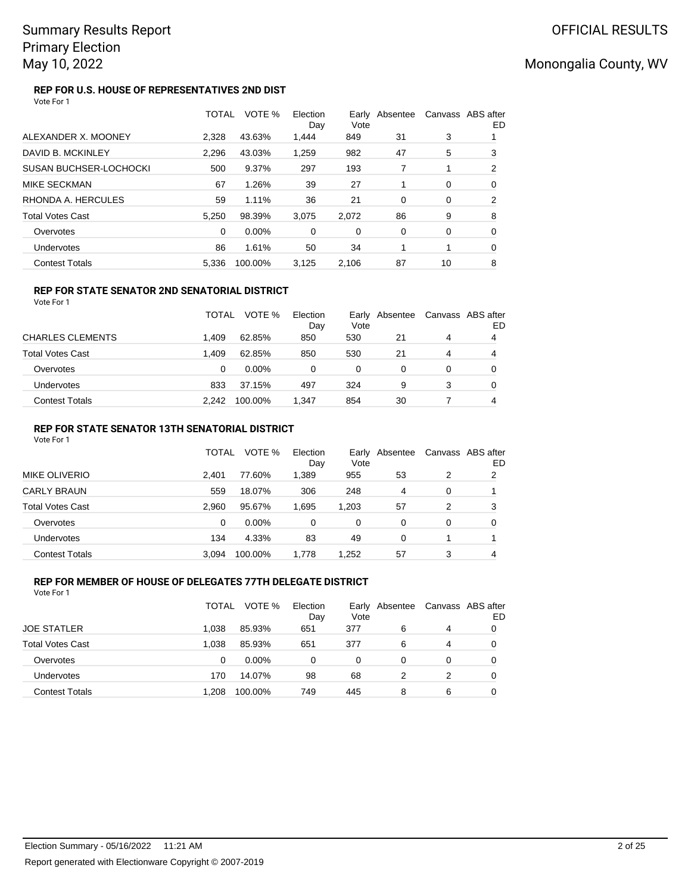# Summary Results Report
## Primary Election
## May 10, 2022

OFFICIAL RESULTS

Monongalia County, WV

### REP FOR U.S. HOUSE OF REPRESENTATIVES 2ND DIST

Vote For 1

| | TOTAL | VOTE % | Election Day | Early Vote | Absentee | Canvass | ABS after ED |
|---|---|---|---|---|---|---|---|
| ALEXANDER X. MOONEY | 2,328 | 43.63% | 1,444 | 849 | 31 | 3 | 1 |
| DAVID B. MCKINLEY | 2,296 | 43.03% | 1,259 | 982 | 47 | 5 | 3 |
| SUSAN BUCHSER-LOCHOCKI | 500 | 9.37% | 297 | 193 | 7 | 1 | 2 |
| MIKE SECKMAN | 67 | 1.26% | 39 | 27 | 1 | 0 | 0 |
| RHONDA A. HERCULES | 59 | 1.11% | 36 | 21 | 0 | 0 | 2 |
| Total Votes Cast | 5,250 | 98.39% | 3,075 | 2,072 | 86 | 9 | 8 |
| Overvotes | 0 | 0.00% | 0 | 0 | 0 | 0 | 0 |
| Undervotes | 86 | 1.61% | 50 | 34 | 1 | 1 | 0 |
| Contest Totals | 5,336 | 100.00% | 3,125 | 2,106 | 87 | 10 | 8 |

### REP FOR STATE SENATOR 2ND SENATORIAL DISTRICT

Vote For 1

| | TOTAL | VOTE % | Election Day | Early Vote | Absentee | Canvass | ABS after ED |
|---|---|---|---|---|---|---|---|
| CHARLES CLEMENTS | 1,409 | 62.85% | 850 | 530 | 21 | 4 | 4 |
| Total Votes Cast | 1,409 | 62.85% | 850 | 530 | 21 | 4 | 4 |
| Overvotes | 0 | 0.00% | 0 | 0 | 0 | 0 | 0 |
| Undervotes | 833 | 37.15% | 497 | 324 | 9 | 3 | 0 |
| Contest Totals | 2,242 | 100.00% | 1,347 | 854 | 30 | 7 | 4 |

### REP FOR STATE SENATOR 13TH SENATORIAL DISTRICT

Vote For 1

| | TOTAL | VOTE % | Election Day | Early Vote | Absentee | Canvass | ABS after ED |
|---|---|---|---|---|---|---|---|
| MIKE OLIVERIO | 2,401 | 77.60% | 1,389 | 955 | 53 | 2 | 2 |
| CARLY BRAUN | 559 | 18.07% | 306 | 248 | 4 | 0 | 1 |
| Total Votes Cast | 2,960 | 95.67% | 1,695 | 1,203 | 57 | 2 | 3 |
| Overvotes | 0 | 0.00% | 0 | 0 | 0 | 0 | 0 |
| Undervotes | 134 | 4.33% | 83 | 49 | 0 | 1 | 1 |
| Contest Totals | 3,094 | 100.00% | 1,778 | 1,252 | 57 | 3 | 4 |

### REP FOR MEMBER OF HOUSE OF DELEGATES 77TH DELEGATE DISTRICT

Vote For 1

| | TOTAL | VOTE % | Election Day | Early Vote | Absentee | Canvass | ABS after ED |
|---|---|---|---|---|---|---|---|
| JOE STATLER | 1,038 | 85.93% | 651 | 377 | 6 | 4 | 0 |
| Total Votes Cast | 1,038 | 85.93% | 651 | 377 | 6 | 4 | 0 |
| Overvotes | 0 | 0.00% | 0 | 0 | 0 | 0 | 0 |
| Undervotes | 170 | 14.07% | 98 | 68 | 2 | 2 | 0 |
| Contest Totals | 1,208 | 100.00% | 749 | 445 | 8 | 6 | 0 |

Election Summary - 05/16/2022 11:21 AM

Report generated with Electionware Copyright © 2007-2019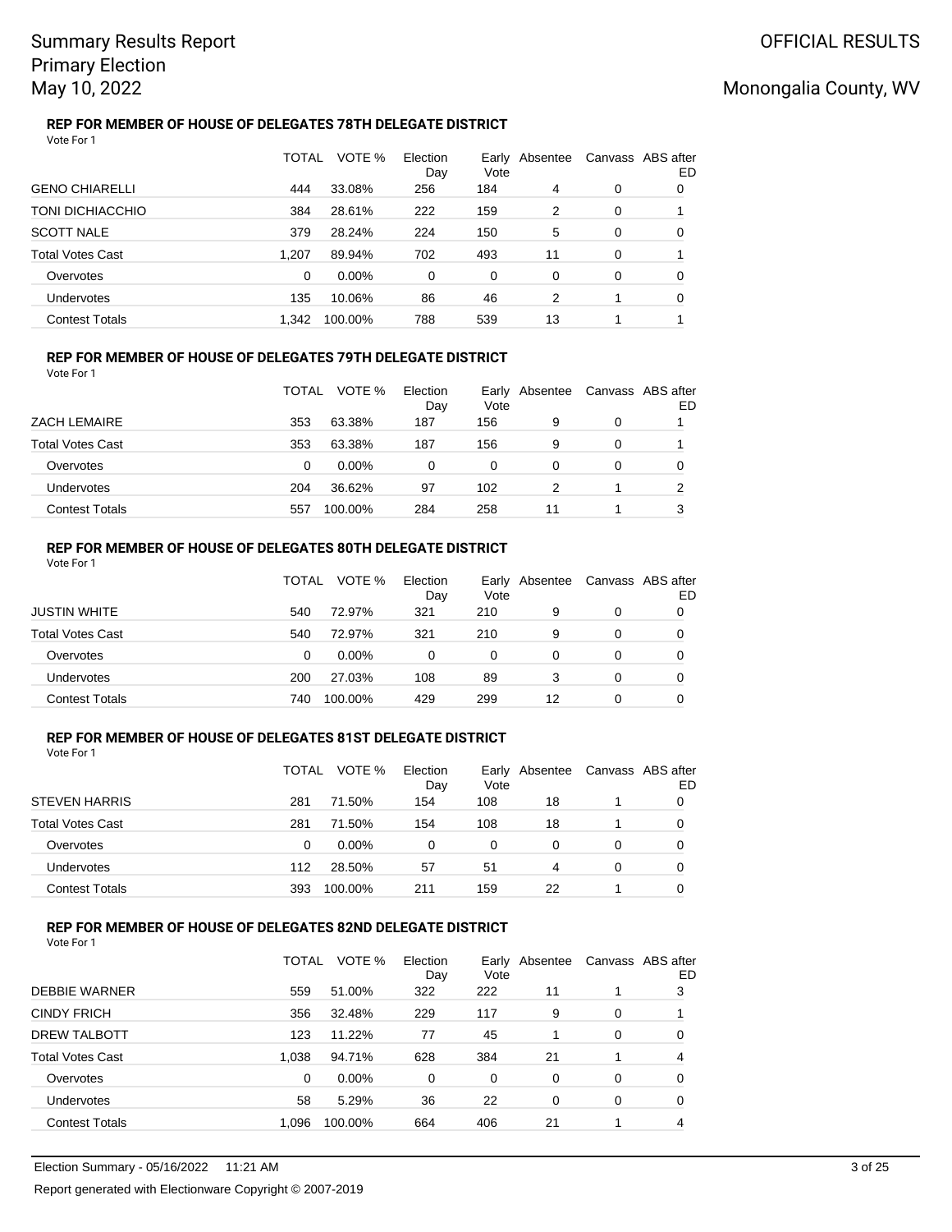# Summary Results Report
# Primary Election
# May 10, 2022

OFFICIAL RESULTS

Monongalia County, WV

### REP FOR MEMBER OF HOUSE OF DELEGATES 78TH DELEGATE DISTRICT

Vote For 1

| | TOTAL | VOTE % | Election Day | Early Vote | Absentee | Canvass | ABS after ED |
|---|---|---|---|---|---|---|---|
| GENO CHIARELLI | 444 | 33.08% | 256 | 184 | 4 | 0 | 0 |
| TONI DICHIACCHIO | 384 | 28.61% | 222 | 159 | 2 | 0 | 1 |
| SCOTT NALE | 379 | 28.24% | 224 | 150 | 5 | 0 | 0 |
| Total Votes Cast | 1,207 | 89.94% | 702 | 493 | 11 | 0 | 1 |
| Overvotes | 0 | 0.00% | 0 | 0 | 0 | 0 | 0 |
| Undervotes | 135 | 10.06% | 86 | 46 | 2 | 1 | 0 |
| Contest Totals | 1,342 | 100.00% | 788 | 539 | 13 | 1 | 1 |

### REP FOR MEMBER OF HOUSE OF DELEGATES 79TH DELEGATE DISTRICT

Vote For 1

| | TOTAL | VOTE % | Election Day | Early Vote | Absentee | Canvass | ABS after ED |
|---|---|---|---|---|---|---|---|
| ZACH LEMAIRE | 353 | 63.38% | 187 | 156 | 9 | 0 | 1 |
| Total Votes Cast | 353 | 63.38% | 187 | 156 | 9 | 0 | 1 |
| Overvotes | 0 | 0.00% | 0 | 0 | 0 | 0 | 0 |
| Undervotes | 204 | 36.62% | 97 | 102 | 2 | 1 | 2 |
| Contest Totals | 557 | 100.00% | 284 | 258 | 11 | 1 | 3 |

### REP FOR MEMBER OF HOUSE OF DELEGATES 80TH DELEGATE DISTRICT

Vote For 1

| | TOTAL | VOTE % | Election Day | Early Vote | Absentee | Canvass | ABS after ED |
|---|---|---|---|---|---|---|---|
| JUSTIN WHITE | 540 | 72.97% | 321 | 210 | 9 | 0 | 0 |
| Total Votes Cast | 540 | 72.97% | 321 | 210 | 9 | 0 | 0 |
| Overvotes | 0 | 0.00% | 0 | 0 | 0 | 0 | 0 |
| Undervotes | 200 | 27.03% | 108 | 89 | 3 | 0 | 0 |
| Contest Totals | 740 | 100.00% | 429 | 299 | 12 | 0 | 0 |

### REP FOR MEMBER OF HOUSE OF DELEGATES 81ST DELEGATE DISTRICT

Vote For 1

| | TOTAL | VOTE % | Election Day | Early Vote | Absentee | Canvass | ABS after ED |
|---|---|---|---|---|---|---|---|
| STEVEN HARRIS | 281 | 71.50% | 154 | 108 | 18 | 1 | 0 |
| Total Votes Cast | 281 | 71.50% | 154 | 108 | 18 | 1 | 0 |
| Overvotes | 0 | 0.00% | 0 | 0 | 0 | 0 | 0 |
| Undervotes | 112 | 28.50% | 57 | 51 | 4 | 0 | 0 |
| Contest Totals | 393 | 100.00% | 211 | 159 | 22 | 1 | 0 |

### REP FOR MEMBER OF HOUSE OF DELEGATES 82ND DELEGATE DISTRICT

Vote For 1

| | TOTAL | VOTE % | Election Day | Early Vote | Absentee | Canvass | ABS after ED |
|---|---|---|---|---|---|---|---|
| DEBBIE WARNER | 559 | 51.00% | 322 | 222 | 11 | 1 | 3 |
| CINDY FRICH | 356 | 32.48% | 229 | 117 | 9 | 0 | 1 |
| DREW TALBOTT | 123 | 11.22% | 77 | 45 | 1 | 0 | 0 |
| Total Votes Cast | 1,038 | 94.71% | 628 | 384 | 21 | 1 | 4 |
| Overvotes | 0 | 0.00% | 0 | 0 | 0 | 0 | 0 |
| Undervotes | 58 | 5.29% | 36 | 22 | 0 | 0 | 0 |
| Contest Totals | 1,096 | 100.00% | 664 | 406 | 21 | 1 | 4 |

Election Summary - 05/16/2022 11:21 AM

Report generated with Electionware Copyright © 2007-2019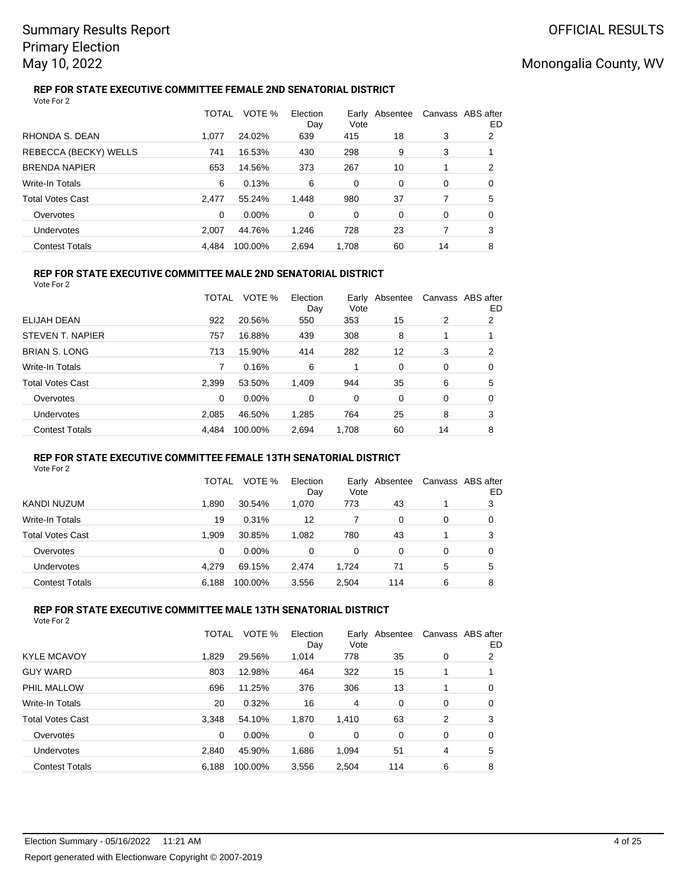### REP FOR STATE EXECUTIVE COMMITTEE FEMALE 2ND SENATORIAL DISTRICT

Vote For 2

| | TOTAL | VOTE % | Election Day | Early Vote | Absentee | Canvass | ABS after ED |
|---|---|---|---|---|---|---|---|
| RHONDA S. DEAN | 1,077 | 24.02% | 639 | 415 | 18 | 3 | 2 |
| REBECCA (BECKY) WELLS | 741 | 16.53% | 430 | 298 | 9 | 3 | 1 |
| BRENDA NAPIER | 653 | 14.56% | 373 | 267 | 10 | 1 | 2 |
| Write-In Totals | 6 | 0.13% | 6 | 0 | 0 | 0 | 0 |
| Total Votes Cast | 2,477 | 55.24% | 1,448 | 980 | 37 | 7 | 5 |
| Overvotes | 0 | 0.00% | 0 | 0 | 0 | 0 | 0 |
| Undervotes | 2,007 | 44.76% | 1,246 | 728 | 23 | 7 | 3 |
| Contest Totals | 4,484 | 100.00% | 2,694 | 1,708 | 60 | 14 | 8 |

### REP FOR STATE EXECUTIVE COMMITTEE MALE 2ND SENATORIAL DISTRICT

Vote For 2

| | TOTAL | VOTE % | Election Day | Early Vote | Absentee | Canvass | ABS after ED |
|---|---|---|---|---|---|---|---|
| ELIJAH DEAN | 922 | 20.56% | 550 | 353 | 15 | 2 | 2 |
| STEVEN T. NAPIER | 757 | 16.88% | 439 | 308 | 8 | 1 | 1 |
| BRIAN S. LONG | 713 | 15.90% | 414 | 282 | 12 | 3 | 2 |
| Write-In Totals | 7 | 0.16% | 6 | 1 | 0 | 0 | 0 |
| Total Votes Cast | 2,399 | 53.50% | 1,409 | 944 | 35 | 6 | 5 |
| Overvotes | 0 | 0.00% | 0 | 0 | 0 | 0 | 0 |
| Undervotes | 2,085 | 46.50% | 1,285 | 764 | 25 | 8 | 3 |
| Contest Totals | 4,484 | 100.00% | 2,694 | 1,708 | 60 | 14 | 8 |

### REP FOR STATE EXECUTIVE COMMITTEE FEMALE 13TH SENATORIAL DISTRICT

Vote For 2

| | TOTAL | VOTE % | Election Day | Early Vote | Absentee | Canvass | ABS after ED |
|---|---|---|---|---|---|---|---|
| KANDI NUZUM | 1,890 | 30.54% | 1,070 | 773 | 43 | 1 | 3 |
| Write-In Totals | 19 | 0.31% | 12 | 7 | 0 | 0 | 0 |
| Total Votes Cast | 1,909 | 30.85% | 1,082 | 780 | 43 | 1 | 3 |
| Overvotes | 0 | 0.00% | 0 | 0 | 0 | 0 | 0 |
| Undervotes | 4,279 | 69.15% | 2,474 | 1,724 | 71 | 5 | 5 |
| Contest Totals | 6,188 | 100.00% | 3,556 | 2,504 | 114 | 6 | 8 |

### REP FOR STATE EXECUTIVE COMMITTEE MALE 13TH SENATORIAL DISTRICT

Vote For 2

| | TOTAL | VOTE % | Election Day | Early Vote | Absentee | Canvass | ABS after ED |
|---|---|---|---|---|---|---|---|
| KYLE MCAVOY | 1,829 | 29.56% | 1,014 | 778 | 35 | 0 | 2 |
| GUY WARD | 803 | 12.98% | 464 | 322 | 15 | 1 | 1 |
| PHIL MALLOW | 696 | 11.25% | 376 | 306 | 13 | 1 | 0 |
| Write-In Totals | 20 | 0.32% | 16 | 4 | 0 | 0 | 0 |
| Total Votes Cast | 3,348 | 54.10% | 1,870 | 1,410 | 63 | 2 | 3 |
| Overvotes | 0 | 0.00% | 0 | 0 | 0 | 0 | 0 |
| Undervotes | 2,840 | 45.90% | 1,686 | 1,094 | 51 | 4 | 5 |
| Contest Totals | 6,188 | 100.00% | 3,556 | 2,504 | 114 | 6 | 8 |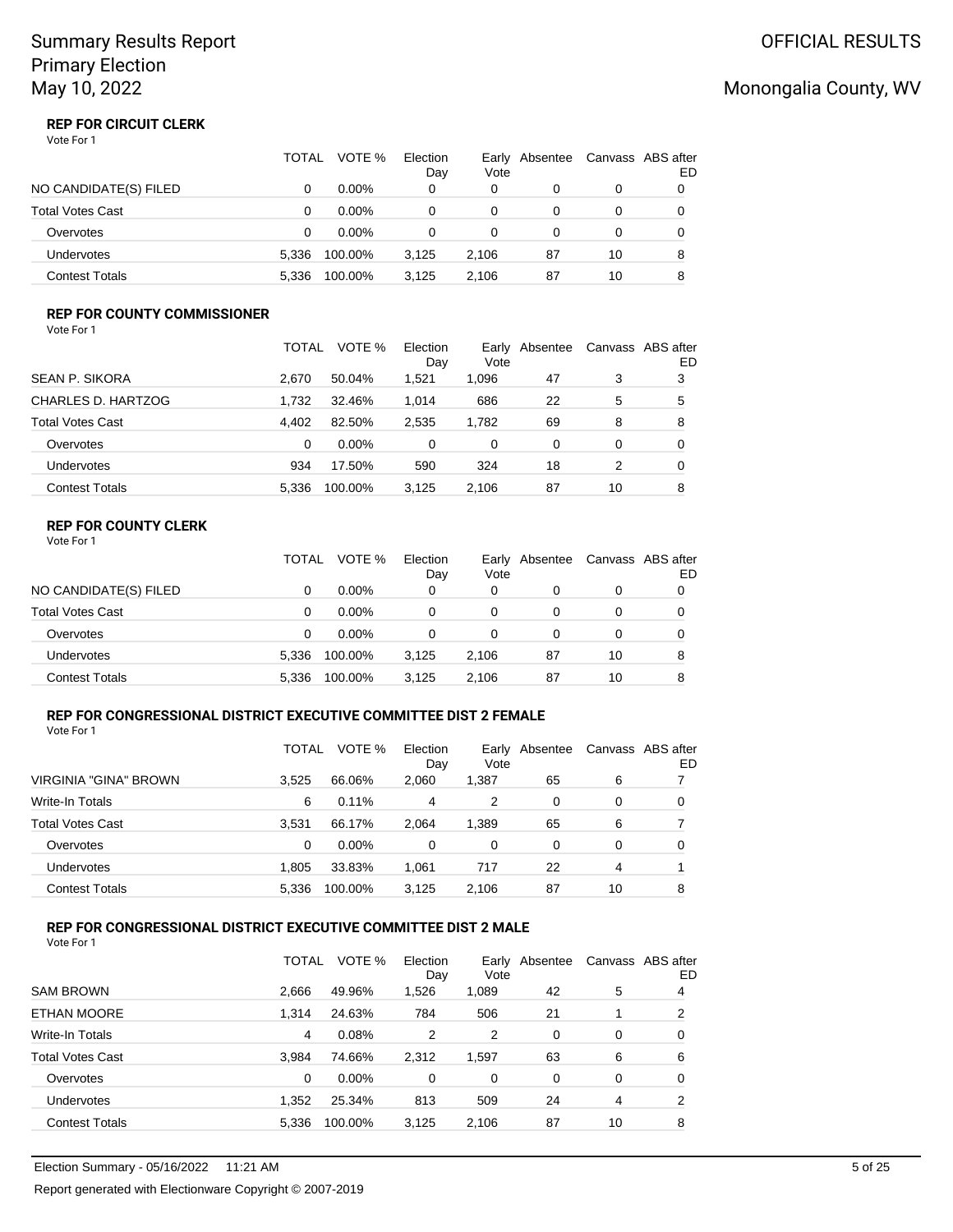## REP FOR CIRCUIT CLERK

Vote For 1

| | TOTAL | VOTE % | Election Day | Early Vote | Absentee | Canvass | ABS after ED |
|---|---|---|---|---|---|---|---|
| NO CANDIDATE(S) FILED | 0 | 0.00% | 0 | 0 | 0 | 0 | 0 |
| Total Votes Cast | 0 | 0.00% | 0 | 0 | 0 | 0 | 0 |
| Overvotes | 0 | 0.00% | 0 | 0 | 0 | 0 | 0 |
| Undervotes | 5,336 | 100.00% | 3,125 | 2,106 | 87 | 10 | 8 |
| Contest Totals | 5,336 | 100.00% | 3,125 | 2,106 | 87 | 10 | 8 |

## REP FOR COUNTY COMMISSIONER

Vote For 1

| | TOTAL | VOTE % | Election Day | Early Vote | Absentee | Canvass | ABS after ED |
|---|---|---|---|---|---|---|---|
| SEAN P. SIKORA | 2,670 | 50.04% | 1,521 | 1,096 | 47 | 3 | 3 |
| CHARLES D. HARTZOG | 1,732 | 32.46% | 1,014 | 686 | 22 | 5 | 5 |
| Total Votes Cast | 4,402 | 82.50% | 2,535 | 1,782 | 69 | 8 | 8 |
| Overvotes | 0 | 0.00% | 0 | 0 | 0 | 0 | 0 |
| Undervotes | 934 | 17.50% | 590 | 324 | 18 | 2 | 0 |
| Contest Totals | 5,336 | 100.00% | 3,125 | 2,106 | 87 | 10 | 8 |

## REP FOR COUNTY CLERK

Vote For 1

| | TOTAL | VOTE % | Election Day | Early Vote | Absentee | Canvass | ABS after ED |
|---|---|---|---|---|---|---|---|
| NO CANDIDATE(S) FILED | 0 | 0.00% | 0 | 0 | 0 | 0 | 0 |
| Total Votes Cast | 0 | 0.00% | 0 | 0 | 0 | 0 | 0 |
| Overvotes | 0 | 0.00% | 0 | 0 | 0 | 0 | 0 |
| Undervotes | 5,336 | 100.00% | 3,125 | 2,106 | 87 | 10 | 8 |
| Contest Totals | 5,336 | 100.00% | 3,125 | 2,106 | 87 | 10 | 8 |

## REP FOR CONGRESSIONAL DISTRICT EXECUTIVE COMMITTEE DIST 2 FEMALE

Vote For 1

| | TOTAL | VOTE % | Election Day | Early Vote | Absentee | Canvass | ABS after ED |
|---|---|---|---|---|---|---|---|
| VIRGINIA "GINA" BROWN | 3,525 | 66.06% | 2,060 | 1,387 | 65 | 6 | 7 |
| Write-In Totals | 6 | 0.11% | 4 | 2 | 0 | 0 | 0 |
| Total Votes Cast | 3,531 | 66.17% | 2,064 | 1,389 | 65 | 6 | 7 |
| Overvotes | 0 | 0.00% | 0 | 0 | 0 | 0 | 0 |
| Undervotes | 1,805 | 33.83% | 1,061 | 717 | 22 | 4 | 1 |
| Contest Totals | 5,336 | 100.00% | 3,125 | 2,106 | 87 | 10 | 8 |

## REP FOR CONGRESSIONAL DISTRICT EXECUTIVE COMMITTEE DIST 2 MALE

Vote For 1

| | TOTAL | VOTE % | Election Day | Early Vote | Absentee | Canvass | ABS after ED |
|---|---|---|---|---|---|---|---|
| SAM BROWN | 2,666 | 49.96% | 1,526 | 1,089 | 42 | 5 | 4 |
| ETHAN MOORE | 1,314 | 24.63% | 784 | 506 | 21 | 1 | 2 |
| Write-In Totals | 4 | 0.08% | 2 | 2 | 0 | 0 | 0 |
| Total Votes Cast | 3,984 | 74.66% | 2,312 | 1,597 | 63 | 6 | 6 |
| Overvotes | 0 | 0.00% | 0 | 0 | 0 | 0 | 0 |
| Undervotes | 1,352 | 25.34% | 813 | 509 | 24 | 4 | 2 |
| Contest Totals | 5,336 | 100.00% | 3,125 | 2,106 | 87 | 10 | 8 |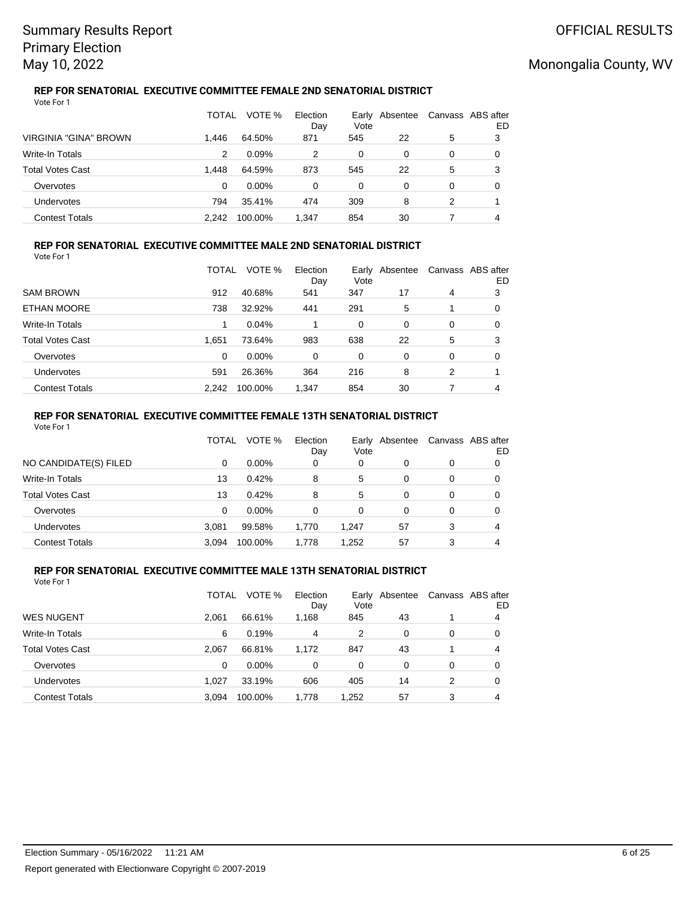# Summary Results Report
# Primary Election
# May 10, 2022

OFFICIAL RESULTS

Monongalia County, WV

### REP FOR SENATORIAL EXECUTIVE COMMITTEE FEMALE 2ND SENATORIAL DISTRICT

Vote For 1

| | TOTAL | VOTE % | Election Day | Early Vote | Absentee | Canvass | ABS after ED |
|---|---|---|---|---|---|---|---|
| VIRGINIA "GINA" BROWN | 1,446 | 64.50% | 871 | 545 | 22 | 5 | 3 |
| Write-In Totals | 2 | 0.09% | 2 | 0 | 0 | 0 | 0 |
| Total Votes Cast | 1,448 | 64.59% | 873 | 545 | 22 | 5 | 3 |
| Overvotes | 0 | 0.00% | 0 | 0 | 0 | 0 | 0 |
| Undervotes | 794 | 35.41% | 474 | 309 | 8 | 2 | 1 |
| Contest Totals | 2,242 | 100.00% | 1,347 | 854 | 30 | 7 | 4 |

### REP FOR SENATORIAL EXECUTIVE COMMITTEE MALE 2ND SENATORIAL DISTRICT

Vote For 1

| | TOTAL | VOTE % | Election Day | Early Vote | Absentee | Canvass | ABS after ED |
|---|---|---|---|---|---|---|---|
| SAM BROWN | 912 | 40.68% | 541 | 347 | 17 | 4 | 3 |
| ETHAN MOORE | 738 | 32.92% | 441 | 291 | 5 | 1 | 0 |
| Write-In Totals | 1 | 0.04% | 1 | 0 | 0 | 0 | 0 |
| Total Votes Cast | 1,651 | 73.64% | 983 | 638 | 22 | 5 | 3 |
| Overvotes | 0 | 0.00% | 0 | 0 | 0 | 0 | 0 |
| Undervotes | 591 | 26.36% | 364 | 216 | 8 | 2 | 1 |
| Contest Totals | 2,242 | 100.00% | 1,347 | 854 | 30 | 7 | 4 |

### REP FOR SENATORIAL EXECUTIVE COMMITTEE FEMALE 13TH SENATORIAL DISTRICT

Vote For 1

| | TOTAL | VOTE % | Election Day | Early Vote | Absentee | Canvass | ABS after ED |
|---|---|---|---|---|---|---|---|
| NO CANDIDATE(S) FILED | 0 | 0.00% | 0 | 0 | 0 | 0 | 0 |
| Write-In Totals | 13 | 0.42% | 8 | 5 | 0 | 0 | 0 |
| Total Votes Cast | 13 | 0.42% | 8 | 5 | 0 | 0 | 0 |
| Overvotes | 0 | 0.00% | 0 | 0 | 0 | 0 | 0 |
| Undervotes | 3,081 | 99.58% | 1,770 | 1,247 | 57 | 3 | 4 |
| Contest Totals | 3,094 | 100.00% | 1,778 | 1,252 | 57 | 3 | 4 |

### REP FOR SENATORIAL EXECUTIVE COMMITTEE MALE 13TH SENATORIAL DISTRICT

Vote For 1

| | TOTAL | VOTE % | Election Day | Early Vote | Absentee | Canvass | ABS after ED |
|---|---|---|---|---|---|---|---|
| WES NUGENT | 2,061 | 66.61% | 1,168 | 845 | 43 | 1 | 4 |
| Write-In Totals | 6 | 0.19% | 4 | 2 | 0 | 0 | 0 |
| Total Votes Cast | 2,067 | 66.81% | 1,172 | 847 | 43 | 1 | 4 |
| Overvotes | 0 | 0.00% | 0 | 0 | 0 | 0 | 0 |
| Undervotes | 1,027 | 33.19% | 606 | 405 | 14 | 2 | 0 |
| Contest Totals | 3,094 | 100.00% | 1,778 | 1,252 | 57 | 3 | 4 |

Election Summary - 05/16/2022 11:21 AM

Report generated with Electionware Copyright © 2007-2019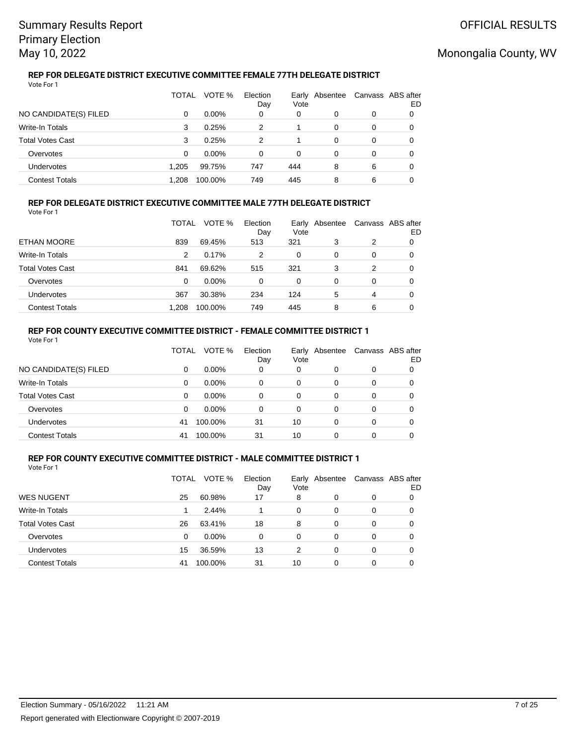#### REP FOR DELEGATE DISTRICT EXECUTIVE COMMITTEE FEMALE 77TH DELEGATE DISTRICT

Vote For 1

| | TOTAL | VOTE % | Election Day | Early Vote | Absentee | Canvass | ABS after ED |
|---|---|---|---|---|---|---|---|
| NO CANDIDATE(S) FILED | 0 | 0.00% | 0 | 0 | 0 | 0 | 0 |
| Write-In Totals | 3 | 0.25% | 2 | 1 | 0 | 0 | 0 |
| Total Votes Cast | 3 | 0.25% | 2 | 1 | 0 | 0 | 0 |
| Overvotes | 0 | 0.00% | 0 | 0 | 0 | 0 | 0 |
| Undervotes | 1,205 | 99.75% | 747 | 444 | 8 | 6 | 0 |
| Contest Totals | 1,208 | 100.00% | 749 | 445 | 8 | 6 | 0 |

#### REP FOR DELEGATE DISTRICT EXECUTIVE COMMITTEE MALE 77TH DELEGATE DISTRICT

Vote For 1

| | TOTAL | VOTE % | Election Day | Early Vote | Absentee | Canvass | ABS after ED |
|---|---|---|---|---|---|---|---|
| ETHAN MOORE | 839 | 69.45% | 513 | 321 | 3 | 2 | 0 |
| Write-In Totals | 2 | 0.17% | 2 | 0 | 0 | 0 | 0 |
| Total Votes Cast | 841 | 69.62% | 515 | 321 | 3 | 2 | 0 |
| Overvotes | 0 | 0.00% | 0 | 0 | 0 | 0 | 0 |
| Undervotes | 367 | 30.38% | 234 | 124 | 5 | 4 | 0 |
| Contest Totals | 1,208 | 100.00% | 749 | 445 | 8 | 6 | 0 |

#### REP FOR COUNTY EXECUTIVE COMMITTEE DISTRICT - FEMALE COMMITTEE DISTRICT 1

Vote For 1

| | TOTAL | VOTE % | Election Day | Early Vote | Absentee | Canvass | ABS after ED |
|---|---|---|---|---|---|---|---|
| NO CANDIDATE(S) FILED | 0 | 0.00% | 0 | 0 | 0 | 0 | 0 |
| Write-In Totals | 0 | 0.00% | 0 | 0 | 0 | 0 | 0 |
| Total Votes Cast | 0 | 0.00% | 0 | 0 | 0 | 0 | 0 |
| Overvotes | 0 | 0.00% | 0 | 0 | 0 | 0 | 0 |
| Undervotes | 41 | 100.00% | 31 | 10 | 0 | 0 | 0 |
| Contest Totals | 41 | 100.00% | 31 | 10 | 0 | 0 | 0 |

#### REP FOR COUNTY EXECUTIVE COMMITTEE DISTRICT - MALE COMMITTEE DISTRICT 1

Vote For 1

| | TOTAL | VOTE % | Election Day | Early Vote | Absentee | Canvass | ABS after ED |
|---|---|---|---|---|---|---|---|
| WES NUGENT | 25 | 60.98% | 17 | 8 | 0 | 0 | 0 |
| Write-In Totals | 1 | 2.44% | 1 | 0 | 0 | 0 | 0 |
| Total Votes Cast | 26 | 63.41% | 18 | 8 | 0 | 0 | 0 |
| Overvotes | 0 | 0.00% | 0 | 0 | 0 | 0 | 0 |
| Undervotes | 15 | 36.59% | 13 | 2 | 0 | 0 | 0 |
| Contest Totals | 41 | 100.00% | 31 | 10 | 0 | 0 | 0 |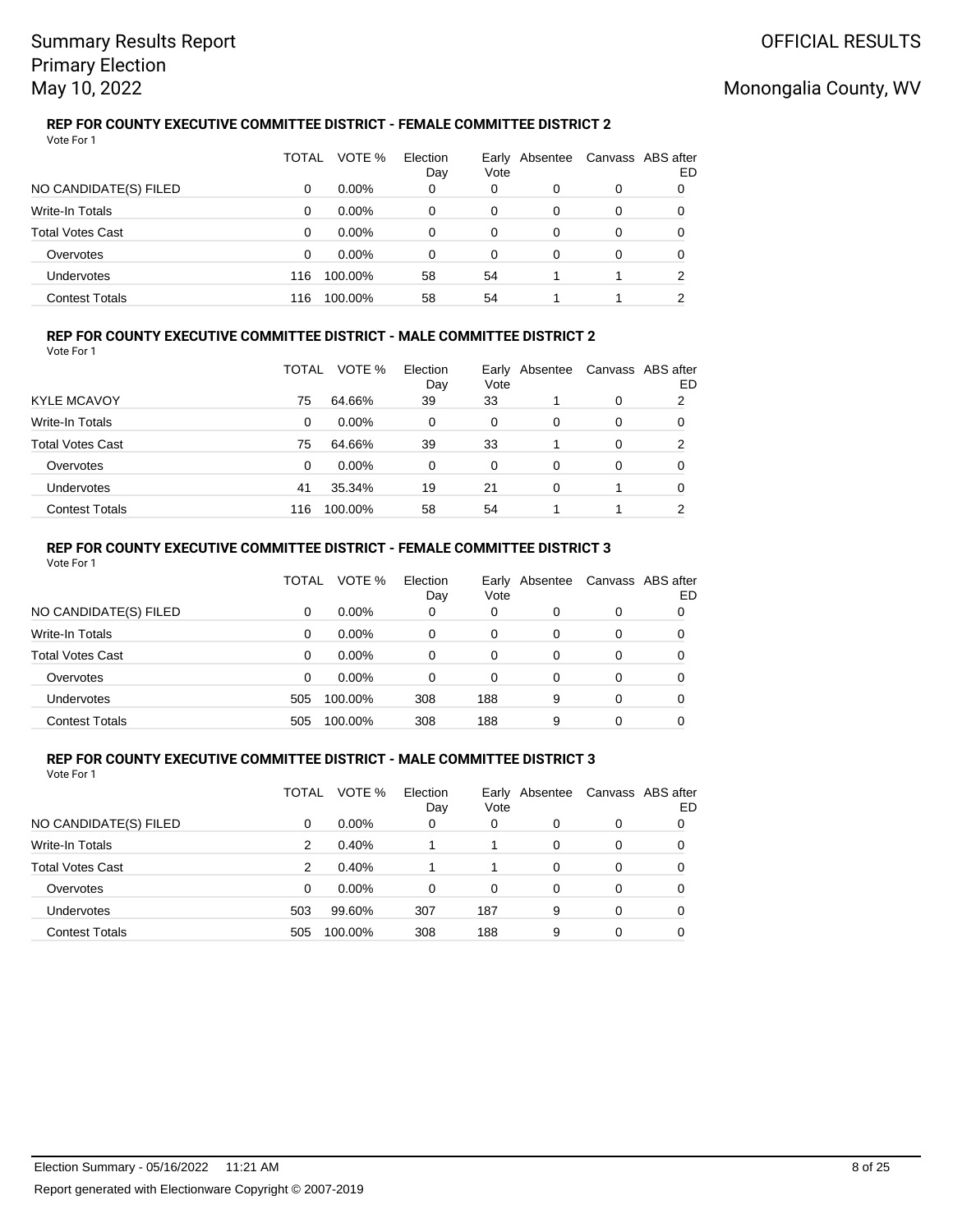#### REP FOR COUNTY EXECUTIVE COMMITTEE DISTRICT - FEMALE COMMITTEE DISTRICT 2

Vote For 1

| | TOTAL | VOTE % | Election Day | Early Vote | Absentee | Canvass | ABS after ED |
|---|---|---|---|---|---|---|---|
| NO CANDIDATE(S) FILED | 0 | 0.00% | 0 | 0 | 0 | 0 | 0 |
| Write-In Totals | 0 | 0.00% | 0 | 0 | 0 | 0 | 0 |
| Total Votes Cast | 0 | 0.00% | 0 | 0 | 0 | 0 | 0 |
| Overvotes | 0 | 0.00% | 0 | 0 | 0 | 0 | 0 |
| Undervotes | 116 | 100.00% | 58 | 54 | 1 | 1 | 2 |
| Contest Totals | 116 | 100.00% | 58 | 54 | 1 | 1 | 2 |

#### REP FOR COUNTY EXECUTIVE COMMITTEE DISTRICT - MALE COMMITTEE DISTRICT 2

Vote For 1

| | TOTAL | VOTE % | Election Day | Early Vote | Absentee | Canvass | ABS after ED |
|---|---|---|---|---|---|---|---|
| KYLE MCAVOY | 75 | 64.66% | 39 | 33 | 1 | 0 | 2 |
| Write-In Totals | 0 | 0.00% | 0 | 0 | 0 | 0 | 0 |
| Total Votes Cast | 75 | 64.66% | 39 | 33 | 1 | 0 | 2 |
| Overvotes | 0 | 0.00% | 0 | 0 | 0 | 0 | 0 |
| Undervotes | 41 | 35.34% | 19 | 21 | 0 | 1 | 0 |
| Contest Totals | 116 | 100.00% | 58 | 54 | 1 | 1 | 2 |

#### REP FOR COUNTY EXECUTIVE COMMITTEE DISTRICT - FEMALE COMMITTEE DISTRICT 3

Vote For 1

| | TOTAL | VOTE % | Election Day | Early Vote | Absentee | Canvass | ABS after ED |
|---|---|---|---|---|---|---|---|
| NO CANDIDATE(S) FILED | 0 | 0.00% | 0 | 0 | 0 | 0 | 0 |
| Write-In Totals | 0 | 0.00% | 0 | 0 | 0 | 0 | 0 |
| Total Votes Cast | 0 | 0.00% | 0 | 0 | 0 | 0 | 0 |
| Overvotes | 0 | 0.00% | 0 | 0 | 0 | 0 | 0 |
| Undervotes | 505 | 100.00% | 308 | 188 | 9 | 0 | 0 |
| Contest Totals | 505 | 100.00% | 308 | 188 | 9 | 0 | 0 |

#### REP FOR COUNTY EXECUTIVE COMMITTEE DISTRICT - MALE COMMITTEE DISTRICT 3

Vote For 1

| | TOTAL | VOTE % | Election Day | Early Vote | Absentee | Canvass | ABS after ED |
|---|---|---|---|---|---|---|---|
| NO CANDIDATE(S) FILED | 0 | 0.00% | 0 | 0 | 0 | 0 | 0 |
| Write-In Totals | 2 | 0.40% | 1 | 1 | 0 | 0 | 0 |
| Total Votes Cast | 2 | 0.40% | 1 | 1 | 0 | 0 | 0 |
| Overvotes | 0 | 0.00% | 0 | 0 | 0 | 0 | 0 |
| Undervotes | 503 | 99.60% | 307 | 187 | 9 | 0 | 0 |
| Contest Totals | 505 | 100.00% | 308 | 188 | 9 | 0 | 0 |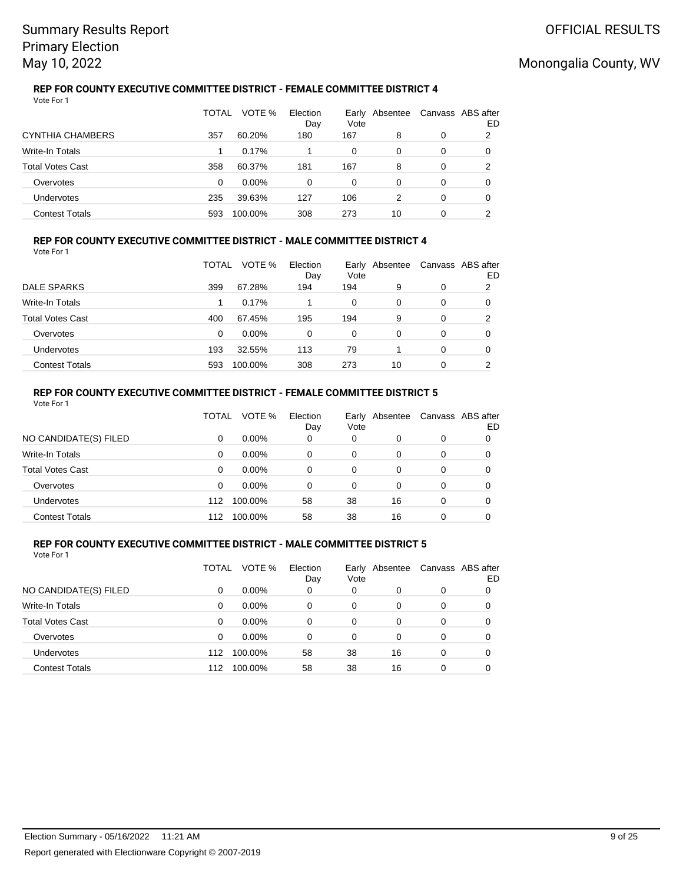### REP FOR COUNTY EXECUTIVE COMMITTEE DISTRICT - FEMALE COMMITTEE DISTRICT 4

Vote For 1

| | TOTAL | VOTE % | Election Day | Early Vote | Absentee | Canvass | ABS after ED |
|---|---|---|---|---|---|---|---|
| CYNTHIA CHAMBERS | 357 | 60.20% | 180 | 167 | 8 | 0 | 2 |
| Write-In Totals | 1 | 0.17% | 1 | 0 | 0 | 0 | 0 |
| Total Votes Cast | 358 | 60.37% | 181 | 167 | 8 | 0 | 2 |
| Overvotes | 0 | 0.00% | 0 | 0 | 0 | 0 | 0 |
| Undervotes | 235 | 39.63% | 127 | 106 | 2 | 0 | 0 |
| Contest Totals | 593 | 100.00% | 308 | 273 | 10 | 0 | 2 |

### REP FOR COUNTY EXECUTIVE COMMITTEE DISTRICT - MALE COMMITTEE DISTRICT 4

Vote For 1

| | TOTAL | VOTE % | Election Day | Early Vote | Absentee | Canvass | ABS after ED |
|---|---|---|---|---|---|---|---|
| DALE SPARKS | 399 | 67.28% | 194 | 194 | 9 | 0 | 2 |
| Write-In Totals | 1 | 0.17% | 1 | 0 | 0 | 0 | 0 |
| Total Votes Cast | 400 | 67.45% | 195 | 194 | 9 | 0 | 2 |
| Overvotes | 0 | 0.00% | 0 | 0 | 0 | 0 | 0 |
| Undervotes | 193 | 32.55% | 113 | 79 | 1 | 0 | 0 |
| Contest Totals | 593 | 100.00% | 308 | 273 | 10 | 0 | 2 |

### REP FOR COUNTY EXECUTIVE COMMITTEE DISTRICT - FEMALE COMMITTEE DISTRICT 5

Vote For 1

| | TOTAL | VOTE % | Election Day | Early Vote | Absentee | Canvass | ABS after ED |
|---|---|---|---|---|---|---|---|
| NO CANDIDATE(S) FILED | 0 | 0.00% | 0 | 0 | 0 | 0 | 0 |
| Write-In Totals | 0 | 0.00% | 0 | 0 | 0 | 0 | 0 |
| Total Votes Cast | 0 | 0.00% | 0 | 0 | 0 | 0 | 0 |
| Overvotes | 0 | 0.00% | 0 | 0 | 0 | 0 | 0 |
| Undervotes | 112 | 100.00% | 58 | 38 | 16 | 0 | 0 |
| Contest Totals | 112 | 100.00% | 58 | 38 | 16 | 0 | 0 |

### REP FOR COUNTY EXECUTIVE COMMITTEE DISTRICT - MALE COMMITTEE DISTRICT 5

Vote For 1

| | TOTAL | VOTE % | Election Day | Early Vote | Absentee | Canvass | ABS after ED |
|---|---|---|---|---|---|---|---|
| NO CANDIDATE(S) FILED | 0 | 0.00% | 0 | 0 | 0 | 0 | 0 |
| Write-In Totals | 0 | 0.00% | 0 | 0 | 0 | 0 | 0 |
| Total Votes Cast | 0 | 0.00% | 0 | 0 | 0 | 0 | 0 |
| Overvotes | 0 | 0.00% | 0 | 0 | 0 | 0 | 0 |
| Undervotes | 112 | 100.00% | 58 | 38 | 16 | 0 | 0 |
| Contest Totals | 112 | 100.00% | 58 | 38 | 16 | 0 | 0 |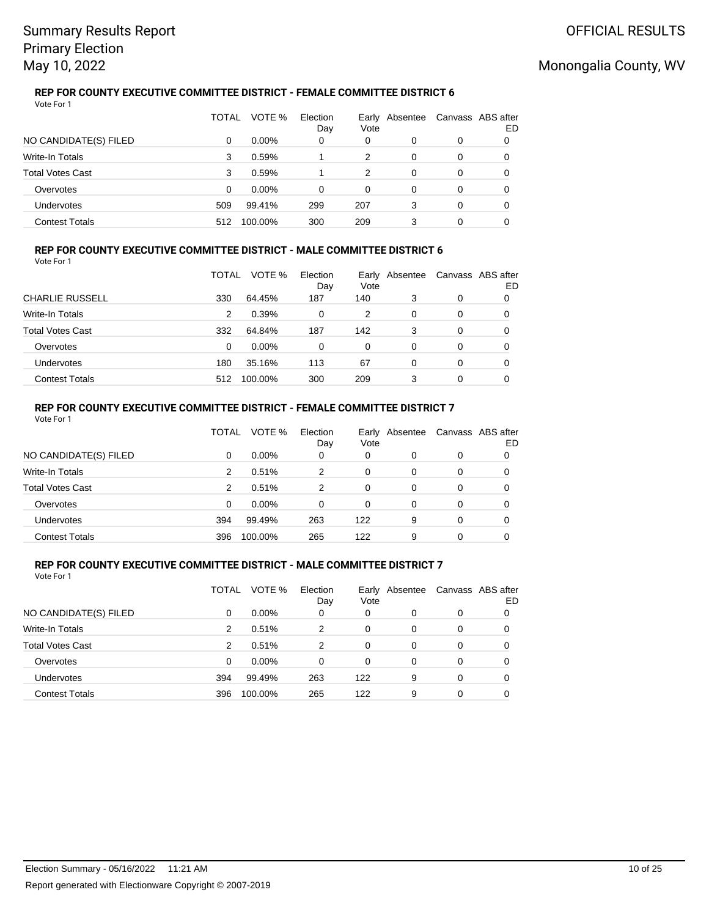### REP FOR COUNTY EXECUTIVE COMMITTEE DISTRICT - FEMALE COMMITTEE DISTRICT 6

Vote For 1

| | TOTAL | VOTE % | Election Day | Early Vote | Absentee | Canvass | ABS after ED |
|---|---|---|---|---|---|---|---|
| NO CANDIDATE(S) FILED | 0 | 0.00% | 0 | 0 | 0 | 0 | 0 |
| Write-In Totals | 3 | 0.59% | 1 | 2 | 0 | 0 | 0 |
| Total Votes Cast | 3 | 0.59% | 1 | 2 | 0 | 0 | 0 |
| Overvotes | 0 | 0.00% | 0 | 0 | 0 | 0 | 0 |
| Undervotes | 509 | 99.41% | 299 | 207 | 3 | 0 | 0 |
| Contest Totals | 512 | 100.00% | 300 | 209 | 3 | 0 | 0 |

### REP FOR COUNTY EXECUTIVE COMMITTEE DISTRICT - MALE COMMITTEE DISTRICT 6

Vote For 1

| | TOTAL | VOTE % | Election Day | Early Vote | Absentee | Canvass | ABS after ED |
|---|---|---|---|---|---|---|---|
| CHARLIE RUSSELL | 330 | 64.45% | 187 | 140 | 3 | 0 | 0 |
| Write-In Totals | 2 | 0.39% | 0 | 2 | 0 | 0 | 0 |
| Total Votes Cast | 332 | 64.84% | 187 | 142 | 3 | 0 | 0 |
| Overvotes | 0 | 0.00% | 0 | 0 | 0 | 0 | 0 |
| Undervotes | 180 | 35.16% | 113 | 67 | 0 | 0 | 0 |
| Contest Totals | 512 | 100.00% | 300 | 209 | 3 | 0 | 0 |

### REP FOR COUNTY EXECUTIVE COMMITTEE DISTRICT - FEMALE COMMITTEE DISTRICT 7

Vote For 1

| | TOTAL | VOTE % | Election Day | Early Vote | Absentee | Canvass | ABS after ED |
|---|---|---|---|---|---|---|---|
| NO CANDIDATE(S) FILED | 0 | 0.00% | 0 | 0 | 0 | 0 | 0 |
| Write-In Totals | 2 | 0.51% | 2 | 0 | 0 | 0 | 0 |
| Total Votes Cast | 2 | 0.51% | 2 | 0 | 0 | 0 | 0 |
| Overvotes | 0 | 0.00% | 0 | 0 | 0 | 0 | 0 |
| Undervotes | 394 | 99.49% | 263 | 122 | 9 | 0 | 0 |
| Contest Totals | 396 | 100.00% | 265 | 122 | 9 | 0 | 0 |

### REP FOR COUNTY EXECUTIVE COMMITTEE DISTRICT - MALE COMMITTEE DISTRICT 7

Vote For 1

| | TOTAL | VOTE % | Election Day | Early Vote | Absentee | Canvass | ABS after ED |
|---|---|---|---|---|---|---|---|
| NO CANDIDATE(S) FILED | 0 | 0.00% | 0 | 0 | 0 | 0 | 0 |
| Write-In Totals | 2 | 0.51% | 2 | 0 | 0 | 0 | 0 |
| Total Votes Cast | 2 | 0.51% | 2 | 0 | 0 | 0 | 0 |
| Overvotes | 0 | 0.00% | 0 | 0 | 0 | 0 | 0 |
| Undervotes | 394 | 99.49% | 263 | 122 | 9 | 0 | 0 |
| Contest Totals | 396 | 100.00% | 265 | 122 | 9 | 0 | 0 |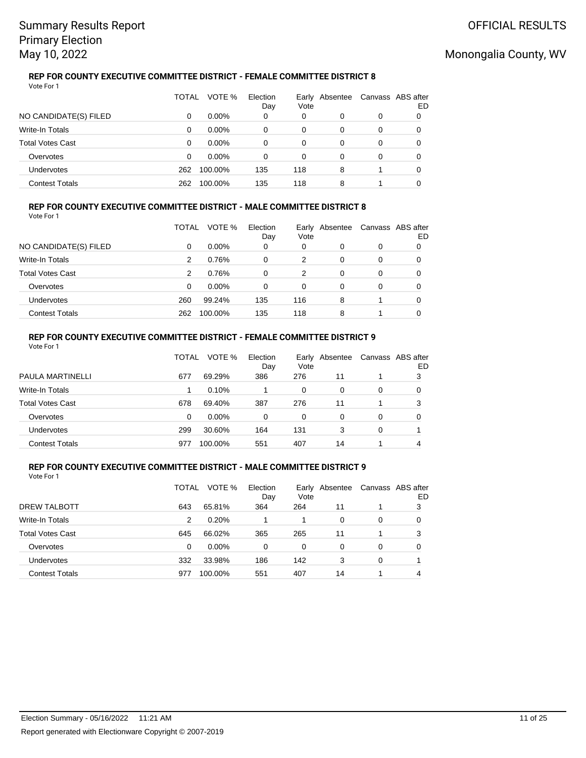### REP FOR COUNTY EXECUTIVE COMMITTEE DISTRICT - FEMALE COMMITTEE DISTRICT 8

Vote For 1

| | TOTAL | VOTE % | Election Day | Early Vote | Absentee | Canvass | ABS after ED |
|---|---|---|---|---|---|---|---|
| NO CANDIDATE(S) FILED | 0 | 0.00% | 0 | 0 | 0 | 0 | 0 |
| Write-In Totals | 0 | 0.00% | 0 | 0 | 0 | 0 | 0 |
| Total Votes Cast | 0 | 0.00% | 0 | 0 | 0 | 0 | 0 |
| Overvotes | 0 | 0.00% | 0 | 0 | 0 | 0 | 0 |
| Undervotes | 262 | 100.00% | 135 | 118 | 8 | 1 | 0 |
| Contest Totals | 262 | 100.00% | 135 | 118 | 8 | 1 | 0 |

### REP FOR COUNTY EXECUTIVE COMMITTEE DISTRICT - MALE COMMITTEE DISTRICT 8

Vote For 1

| | TOTAL | VOTE % | Election Day | Early Vote | Absentee | Canvass | ABS after ED |
|---|---|---|---|---|---|---|---|
| NO CANDIDATE(S) FILED | 0 | 0.00% | 0 | 0 | 0 | 0 | 0 |
| Write-In Totals | 2 | 0.76% | 0 | 2 | 0 | 0 | 0 |
| Total Votes Cast | 2 | 0.76% | 0 | 2 | 0 | 0 | 0 |
| Overvotes | 0 | 0.00% | 0 | 0 | 0 | 0 | 0 |
| Undervotes | 260 | 99.24% | 135 | 116 | 8 | 1 | 0 |
| Contest Totals | 262 | 100.00% | 135 | 118 | 8 | 1 | 0 |

### REP FOR COUNTY EXECUTIVE COMMITTEE DISTRICT - FEMALE COMMITTEE DISTRICT 9

Vote For 1

| | TOTAL | VOTE % | Election Day | Early Vote | Absentee | Canvass | ABS after ED |
|---|---|---|---|---|---|---|---|
| PAULA MARTINELLI | 677 | 69.29% | 386 | 276 | 11 | 1 | 3 |
| Write-In Totals | 1 | 0.10% | 1 | 0 | 0 | 0 | 0 |
| Total Votes Cast | 678 | 69.40% | 387 | 276 | 11 | 1 | 3 |
| Overvotes | 0 | 0.00% | 0 | 0 | 0 | 0 | 0 |
| Undervotes | 299 | 30.60% | 164 | 131 | 3 | 0 | 1 |
| Contest Totals | 977 | 100.00% | 551 | 407 | 14 | 1 | 4 |

### REP FOR COUNTY EXECUTIVE COMMITTEE DISTRICT - MALE COMMITTEE DISTRICT 9

Vote For 1

| | TOTAL | VOTE % | Election Day | Early Vote | Absentee | Canvass | ABS after ED |
|---|---|---|---|---|---|---|---|
| DREW TALBOTT | 643 | 65.81% | 364 | 264 | 11 | 1 | 3 |
| Write-In Totals | 2 | 0.20% | 1 | 1 | 0 | 0 | 0 |
| Total Votes Cast | 645 | 66.02% | 365 | 265 | 11 | 1 | 3 |
| Overvotes | 0 | 0.00% | 0 | 0 | 0 | 0 | 0 |
| Undervotes | 332 | 33.98% | 186 | 142 | 3 | 0 | 1 |
| Contest Totals | 977 | 100.00% | 551 | 407 | 14 | 1 | 4 |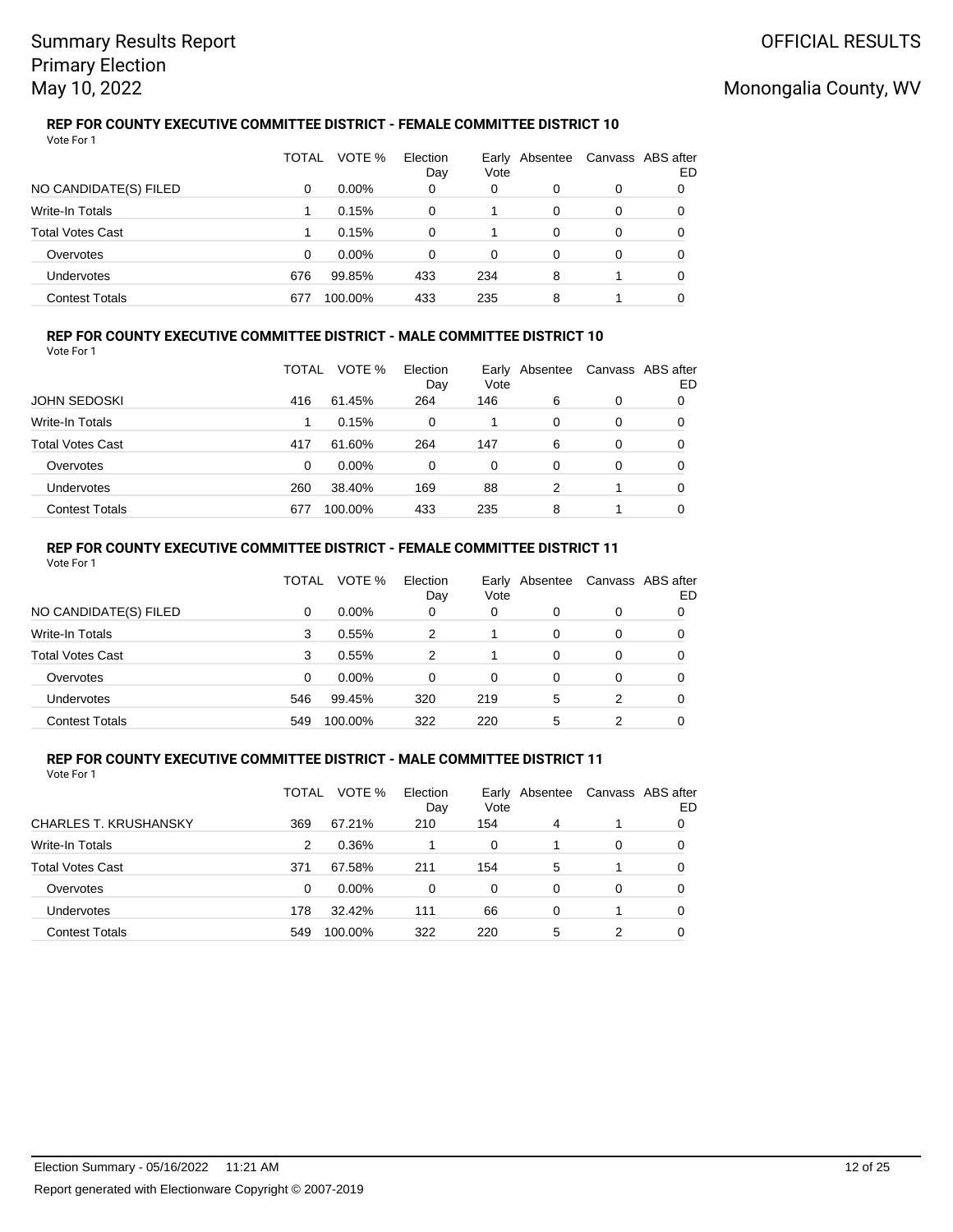# Summary Results Report
# Primary Election
# May 10, 2022

OFFICIAL RESULTS

Monongalia County, WV

### REP FOR COUNTY EXECUTIVE COMMITTEE DISTRICT - FEMALE COMMITTEE DISTRICT 10

Vote For 1

| | TOTAL | VOTE % | Election Day | Early Vote | Absentee | Canvass | ABS after ED |
|---|---|---|---|---|---|---|---|
| NO CANDIDATE(S) FILED | 0 | 0.00% | 0 | 0 | 0 | 0 | 0 |
| Write-In Totals | 1 | 0.15% | 0 | 1 | 0 | 0 | 0 |
| Total Votes Cast | 1 | 0.15% | 0 | 1 | 0 | 0 | 0 |
| Overvotes | 0 | 0.00% | 0 | 0 | 0 | 0 | 0 |
| Undervotes | 676 | 99.85% | 433 | 234 | 8 | 1 | 0 |
| Contest Totals | 677 | 100.00% | 433 | 235 | 8 | 1 | 0 |

### REP FOR COUNTY EXECUTIVE COMMITTEE DISTRICT - MALE COMMITTEE DISTRICT 10

Vote For 1

| | TOTAL | VOTE % | Election Day | Early Vote | Absentee | Canvass | ABS after ED |
|---|---|---|---|---|---|---|---|
| JOHN SEDOSKI | 416 | 61.45% | 264 | 146 | 6 | 0 | 0 |
| Write-In Totals | 1 | 0.15% | 0 | 1 | 0 | 0 | 0 |
| Total Votes Cast | 417 | 61.60% | 264 | 147 | 6 | 0 | 0 |
| Overvotes | 0 | 0.00% | 0 | 0 | 0 | 0 | 0 |
| Undervotes | 260 | 38.40% | 169 | 88 | 2 | 1 | 0 |
| Contest Totals | 677 | 100.00% | 433 | 235 | 8 | 1 | 0 |

### REP FOR COUNTY EXECUTIVE COMMITTEE DISTRICT - FEMALE COMMITTEE DISTRICT 11

Vote For 1

| | TOTAL | VOTE % | Election Day | Early Vote | Absentee | Canvass | ABS after ED |
|---|---|---|---|---|---|---|---|
| NO CANDIDATE(S) FILED | 0 | 0.00% | 0 | 0 | 0 | 0 | 0 |
| Write-In Totals | 3 | 0.55% | 2 | 1 | 0 | 0 | 0 |
| Total Votes Cast | 3 | 0.55% | 2 | 1 | 0 | 0 | 0 |
| Overvotes | 0 | 0.00% | 0 | 0 | 0 | 0 | 0 |
| Undervotes | 546 | 99.45% | 320 | 219 | 5 | 2 | 0 |
| Contest Totals | 549 | 100.00% | 322 | 220 | 5 | 2 | 0 |

### REP FOR COUNTY EXECUTIVE COMMITTEE DISTRICT - MALE COMMITTEE DISTRICT 11

Vote For 1

| | TOTAL | VOTE % | Election Day | Early Vote | Absentee | Canvass | ABS after ED |
|---|---|---|---|---|---|---|---|
| CHARLES T. KRUSHANSKY | 369 | 67.21% | 210 | 154 | 4 | 1 | 0 |
| Write-In Totals | 2 | 0.36% | 1 | 0 | 1 | 0 | 0 |
| Total Votes Cast | 371 | 67.58% | 211 | 154 | 5 | 1 | 0 |
| Overvotes | 0 | 0.00% | 0 | 0 | 0 | 0 | 0 |
| Undervotes | 178 | 32.42% | 111 | 66 | 0 | 1 | 0 |
| Contest Totals | 549 | 100.00% | 322 | 220 | 5 | 2 | 0 |

Election Summary - 05/16/2022 11:21 AM

Report generated with Electionware Copyright © 2007-2019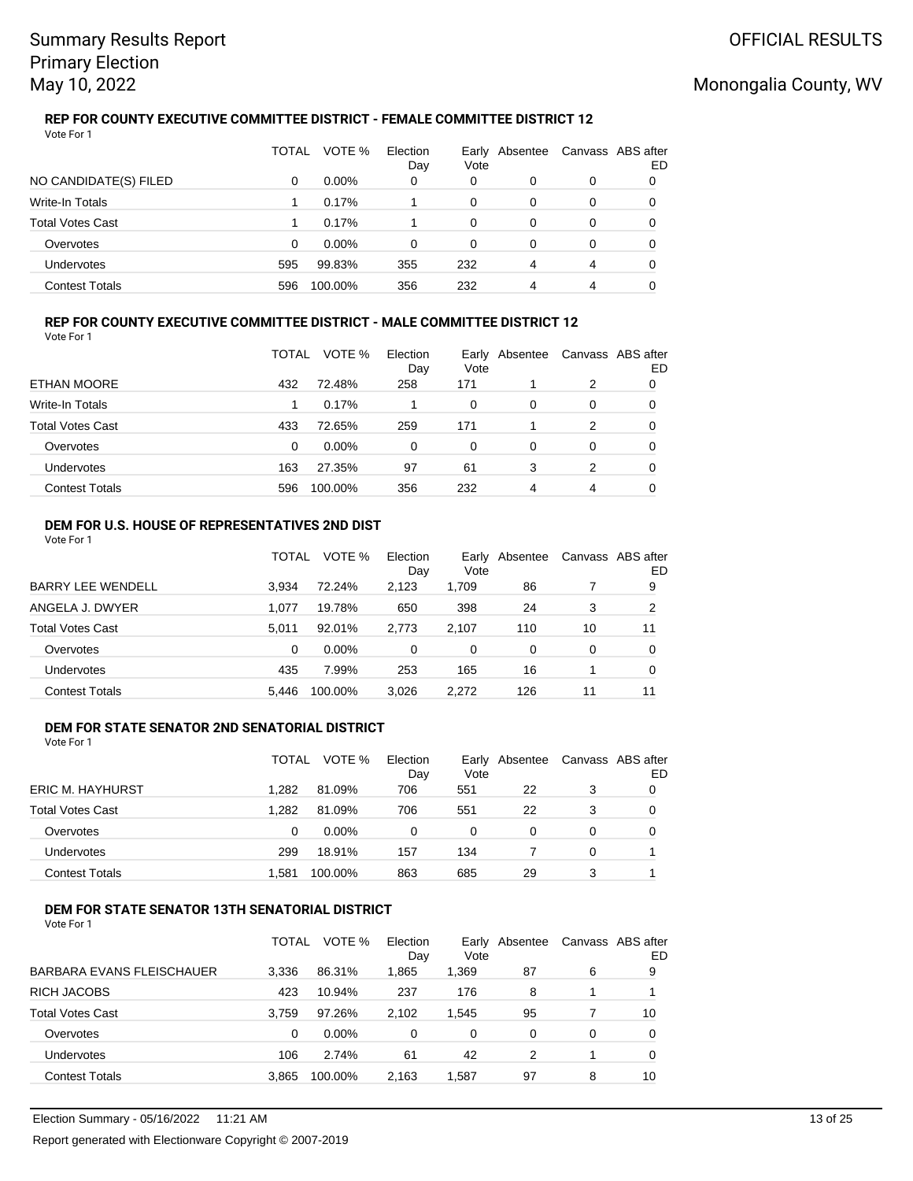# Summary Results Report
## Primary Election
## May 10, 2022

OFFICIAL RESULTS

Monongalia County, WV

### REP FOR COUNTY EXECUTIVE COMMITTEE DISTRICT - FEMALE COMMITTEE DISTRICT 12

Vote For 1

| | TOTAL | VOTE % | Election Day | Early Vote | Absentee | Canvass | ABS after ED |
|---|---|---|---|---|---|---|---|
| NO CANDIDATE(S) FILED | 0 | 0.00% | 0 | 0 | 0 | 0 | 0 |
| Write-In Totals | 1 | 0.17% | 1 | 0 | 0 | 0 | 0 |
| Total Votes Cast | 1 | 0.17% | 1 | 0 | 0 | 0 | 0 |
| Overvotes | 0 | 0.00% | 0 | 0 | 0 | 0 | 0 |
| Undervotes | 595 | 99.83% | 355 | 232 | 4 | 4 | 0 |
| Contest Totals | 596 | 100.00% | 356 | 232 | 4 | 4 | 0 |

### REP FOR COUNTY EXECUTIVE COMMITTEE DISTRICT - MALE COMMITTEE DISTRICT 12

Vote For 1

| | TOTAL | VOTE % | Election Day | Early Vote | Absentee | Canvass | ABS after ED |
|---|---|---|---|---|---|---|---|
| ETHAN MOORE | 432 | 72.48% | 258 | 171 | 1 | 2 | 0 |
| Write-In Totals | 1 | 0.17% | 1 | 0 | 0 | 0 | 0 |
| Total Votes Cast | 433 | 72.65% | 259 | 171 | 1 | 2 | 0 |
| Overvotes | 0 | 0.00% | 0 | 0 | 0 | 0 | 0 |
| Undervotes | 163 | 27.35% | 97 | 61 | 3 | 2 | 0 |
| Contest Totals | 596 | 100.00% | 356 | 232 | 4 | 4 | 0 |

### DEM FOR U.S. HOUSE OF REPRESENTATIVES 2ND DIST

Vote For 1

| | TOTAL | VOTE % | Election Day | Early Vote | Absentee | Canvass | ABS after ED |
|---|---|---|---|---|---|---|---|
| BARRY LEE WENDELL | 3,934 | 72.24% | 2,123 | 1,709 | 86 | 7 | 9 |
| ANGELA J. DWYER | 1,077 | 19.78% | 650 | 398 | 24 | 3 | 2 |
| Total Votes Cast | 5,011 | 92.01% | 2,773 | 2,107 | 110 | 10 | 11 |
| Overvotes | 0 | 0.00% | 0 | 0 | 0 | 0 | 0 |
| Undervotes | 435 | 7.99% | 253 | 165 | 16 | 1 | 0 |
| Contest Totals | 5,446 | 100.00% | 3,026 | 2,272 | 126 | 11 | 11 |

### DEM FOR STATE SENATOR 2ND SENATORIAL DISTRICT

Vote For 1

| | TOTAL | VOTE % | Election Day | Early Vote | Absentee | Canvass | ABS after ED |
|---|---|---|---|---|---|---|---|
| ERIC M. HAYHURST | 1,282 | 81.09% | 706 | 551 | 22 | 3 | 0 |
| Total Votes Cast | 1,282 | 81.09% | 706 | 551 | 22 | 3 | 0 |
| Overvotes | 0 | 0.00% | 0 | 0 | 0 | 0 | 0 |
| Undervotes | 299 | 18.91% | 157 | 134 | 7 | 0 | 1 |
| Contest Totals | 1,581 | 100.00% | 863 | 685 | 29 | 3 | 1 |

### DEM FOR STATE SENATOR 13TH SENATORIAL DISTRICT

Vote For 1

| | TOTAL | VOTE % | Election Day | Early Vote | Absentee | Canvass | ABS after ED |
|---|---|---|---|---|---|---|---|
| BARBARA EVANS FLEISCHAUER | 3,336 | 86.31% | 1,865 | 1,369 | 87 | 6 | 9 |
| RICH JACOBS | 423 | 10.94% | 237 | 176 | 8 | 1 | 1 |
| Total Votes Cast | 3,759 | 97.26% | 2,102 | 1,545 | 95 | 7 | 10 |
| Overvotes | 0 | 0.00% | 0 | 0 | 0 | 0 | 0 |
| Undervotes | 106 | 2.74% | 61 | 42 | 2 | 1 | 0 |
| Contest Totals | 3,865 | 100.00% | 2,163 | 1,587 | 97 | 8 | 10 |

Election Summary - 05/16/2022 11:21 AM

Report generated with Electionware Copyright © 2007-2019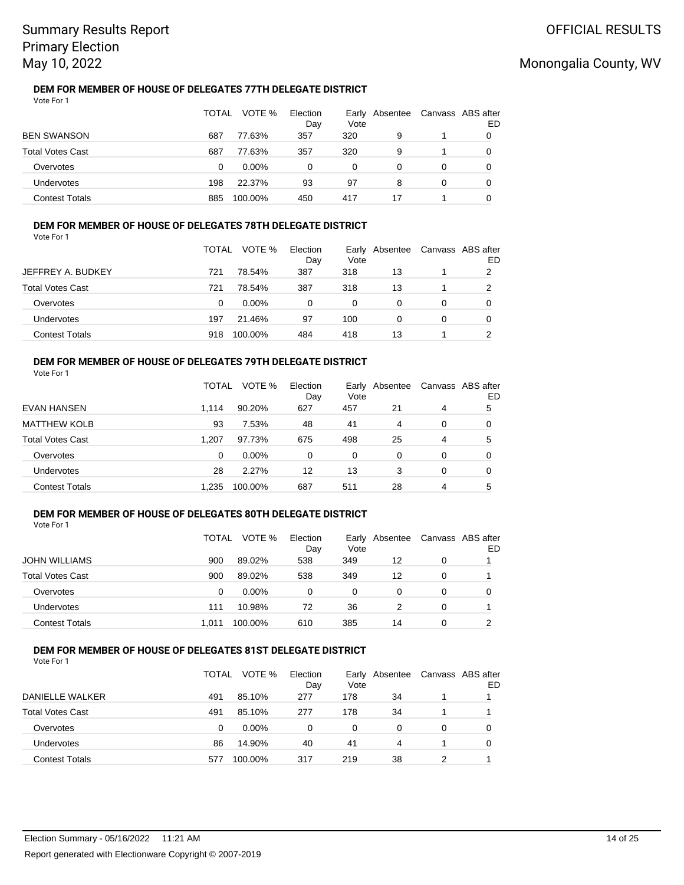# Summary Results Report
## Primary Election
## May 10, 2022

OFFICIAL RESULTS

Monongalia County, WV

### DEM FOR MEMBER OF HOUSE OF DELEGATES 77TH DELEGATE DISTRICT

Vote For 1

| | TOTAL | VOTE % | Election Day | Early Vote | Absentee | Canvass | ABS after ED |
|---|---|---|---|---|---|---|---|
| BEN SWANSON | 687 | 77.63% | 357 | 320 | 9 | 1 | 0 |
| Total Votes Cast | 687 | 77.63% | 357 | 320 | 9 | 1 | 0 |
| Overvotes | 0 | 0.00% | 0 | 0 | 0 | 0 | 0 |
| Undervotes | 198 | 22.37% | 93 | 97 | 8 | 0 | 0 |
| Contest Totals | 885 | 100.00% | 450 | 417 | 17 | 1 | 0 |

### DEM FOR MEMBER OF HOUSE OF DELEGATES 78TH DELEGATE DISTRICT

Vote For 1

| | TOTAL | VOTE % | Election Day | Early Vote | Absentee | Canvass | ABS after ED |
|---|---|---|---|---|---|---|---|
| JEFFREY A. BUDKEY | 721 | 78.54% | 387 | 318 | 13 | 1 | 2 |
| Total Votes Cast | 721 | 78.54% | 387 | 318 | 13 | 1 | 2 |
| Overvotes | 0 | 0.00% | 0 | 0 | 0 | 0 | 0 |
| Undervotes | 197 | 21.46% | 97 | 100 | 0 | 0 | 0 |
| Contest Totals | 918 | 100.00% | 484 | 418 | 13 | 1 | 2 |

### DEM FOR MEMBER OF HOUSE OF DELEGATES 79TH DELEGATE DISTRICT

Vote For 1

| | TOTAL | VOTE % | Election Day | Early Vote | Absentee | Canvass | ABS after ED |
|---|---|---|---|---|---|---|---|
| EVAN HANSEN | 1,114 | 90.20% | 627 | 457 | 21 | 4 | 5 |
| MATTHEW KOLB | 93 | 7.53% | 48 | 41 | 4 | 0 | 0 |
| Total Votes Cast | 1,207 | 97.73% | 675 | 498 | 25 | 4 | 5 |
| Overvotes | 0 | 0.00% | 0 | 0 | 0 | 0 | 0 |
| Undervotes | 28 | 2.27% | 12 | 13 | 3 | 0 | 0 |
| Contest Totals | 1,235 | 100.00% | 687 | 511 | 28 | 4 | 5 |

### DEM FOR MEMBER OF HOUSE OF DELEGATES 80TH DELEGATE DISTRICT

Vote For 1

| | TOTAL | VOTE % | Election Day | Early Vote | Absentee | Canvass | ABS after ED |
|---|---|---|---|---|---|---|---|
| JOHN WILLIAMS | 900 | 89.02% | 538 | 349 | 12 | 0 | 1 |
| Total Votes Cast | 900 | 89.02% | 538 | 349 | 12 | 0 | 1 |
| Overvotes | 0 | 0.00% | 0 | 0 | 0 | 0 | 0 |
| Undervotes | 111 | 10.98% | 72 | 36 | 2 | 0 | 1 |
| Contest Totals | 1,011 | 100.00% | 610 | 385 | 14 | 0 | 2 |

### DEM FOR MEMBER OF HOUSE OF DELEGATES 81ST DELEGATE DISTRICT

Vote For 1

| | TOTAL | VOTE % | Election Day | Early Vote | Absentee | Canvass | ABS after ED |
|---|---|---|---|---|---|---|---|
| DANIELLE WALKER | 491 | 85.10% | 277 | 178 | 34 | 1 | 1 |
| Total Votes Cast | 491 | 85.10% | 277 | 178 | 34 | 1 | 1 |
| Overvotes | 0 | 0.00% | 0 | 0 | 0 | 0 | 0 |
| Undervotes | 86 | 14.90% | 40 | 41 | 4 | 1 | 0 |
| Contest Totals | 577 | 100.00% | 317 | 219 | 38 | 2 | 1 |

Election Summary - 05/16/2022 11:21 AM

Report generated with Electionware Copyright © 2007-2019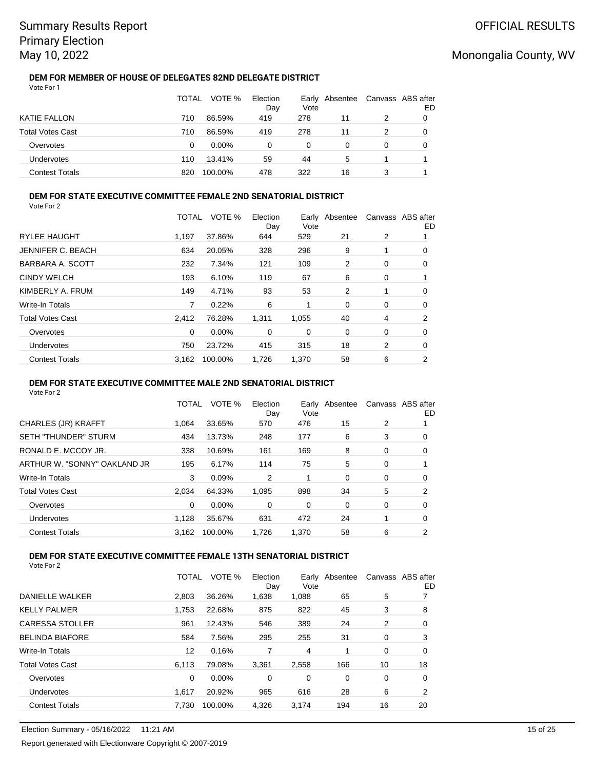# Summary Results Report
## Primary Election
## May 10, 2022

OFFICIAL RESULTS

Monongalia County, WV

### DEM FOR MEMBER OF HOUSE OF DELEGATES 82ND DELEGATE DISTRICT

Vote For 1

| | TOTAL | VOTE % | Election Day | Early Vote | Absentee | Canvass | ABS after ED |
|---|---|---|---|---|---|---|---|
| KATIE FALLON | 710 | 86.59% | 419 | 278 | 11 | 2 | 0 |
| Total Votes Cast | 710 | 86.59% | 419 | 278 | 11 | 2 | 0 |
| Overvotes | 0 | 0.00% | 0 | 0 | 0 | 0 | 0 |
| Undervotes | 110 | 13.41% | 59 | 44 | 5 | 1 | 1 |
| Contest Totals | 820 | 100.00% | 478 | 322 | 16 | 3 | 1 |

### DEM FOR STATE EXECUTIVE COMMITTEE FEMALE 2ND SENATORIAL DISTRICT

Vote For 2

| | TOTAL | VOTE % | Election Day | Early Vote | Absentee | Canvass | ABS after ED |
|---|---|---|---|---|---|---|---|
| RYLEE HAUGHT | 1,197 | 37.86% | 644 | 529 | 21 | 2 | 1 |
| JENNIFER C. BEACH | 634 | 20.05% | 328 | 296 | 9 | 1 | 0 |
| BARBARA A. SCOTT | 232 | 7.34% | 121 | 109 | 2 | 0 | 0 |
| CINDY WELCH | 193 | 6.10% | 119 | 67 | 6 | 0 | 1 |
| KIMBERLY A. FRUM | 149 | 4.71% | 93 | 53 | 2 | 1 | 0 |
| Write-In Totals | 7 | 0.22% | 6 | 1 | 0 | 0 | 0 |
| Total Votes Cast | 2,412 | 76.28% | 1,311 | 1,055 | 40 | 4 | 2 |
| Overvotes | 0 | 0.00% | 0 | 0 | 0 | 0 | 0 |
| Undervotes | 750 | 23.72% | 415 | 315 | 18 | 2 | 0 |
| Contest Totals | 3,162 | 100.00% | 1,726 | 1,370 | 58 | 6 | 2 |

### DEM FOR STATE EXECUTIVE COMMITTEE MALE 2ND SENATORIAL DISTRICT

Vote For 2

| | TOTAL | VOTE % | Election Day | Early Vote | Absentee | Canvass | ABS after ED |
|---|---|---|---|---|---|---|---|
| CHARLES (JR) KRAFFT | 1,064 | 33.65% | 570 | 476 | 15 | 2 | 1 |
| SETH "THUNDER" STURM | 434 | 13.73% | 248 | 177 | 6 | 3 | 0 |
| RONALD E. MCCOY JR. | 338 | 10.69% | 161 | 169 | 8 | 0 | 0 |
| ARTHUR W. "SONNY" OAKLAND JR | 195 | 6.17% | 114 | 75 | 5 | 0 | 1 |
| Write-In Totals | 3 | 0.09% | 2 | 1 | 0 | 0 | 0 |
| Total Votes Cast | 2,034 | 64.33% | 1,095 | 898 | 34 | 5 | 2 |
| Overvotes | 0 | 0.00% | 0 | 0 | 0 | 0 | 0 |
| Undervotes | 1,128 | 35.67% | 631 | 472 | 24 | 1 | 0 |
| Contest Totals | 3,162 | 100.00% | 1,726 | 1,370 | 58 | 6 | 2 |

### DEM FOR STATE EXECUTIVE COMMITTEE FEMALE 13TH SENATORIAL DISTRICT

Vote For 2

| | TOTAL | VOTE % | Election Day | Early Vote | Absentee | Canvass | ABS after ED |
|---|---|---|---|---|---|---|---|
| DANIELLE WALKER | 2,803 | 36.26% | 1,638 | 1,088 | 65 | 5 | 7 |
| KELLY PALMER | 1,753 | 22.68% | 875 | 822 | 45 | 3 | 8 |
| CARESSA STOLLER | 961 | 12.43% | 546 | 389 | 24 | 2 | 0 |
| BELINDA BIAFORE | 584 | 7.56% | 295 | 255 | 31 | 0 | 3 |
| Write-In Totals | 12 | 0.16% | 7 | 4 | 1 | 0 | 0 |
| Total Votes Cast | 6,113 | 79.08% | 3,361 | 2,558 | 166 | 10 | 18 |
| Overvotes | 0 | 0.00% | 0 | 0 | 0 | 0 | 0 |
| Undervotes | 1,617 | 20.92% | 965 | 616 | 28 | 6 | 2 |
| Contest Totals | 7,730 | 100.00% | 4,326 | 3,174 | 194 | 16 | 20 |

Election Summary - 05/16/2022 11:21 AM

Report generated with Electionware Copyright © 2007-2019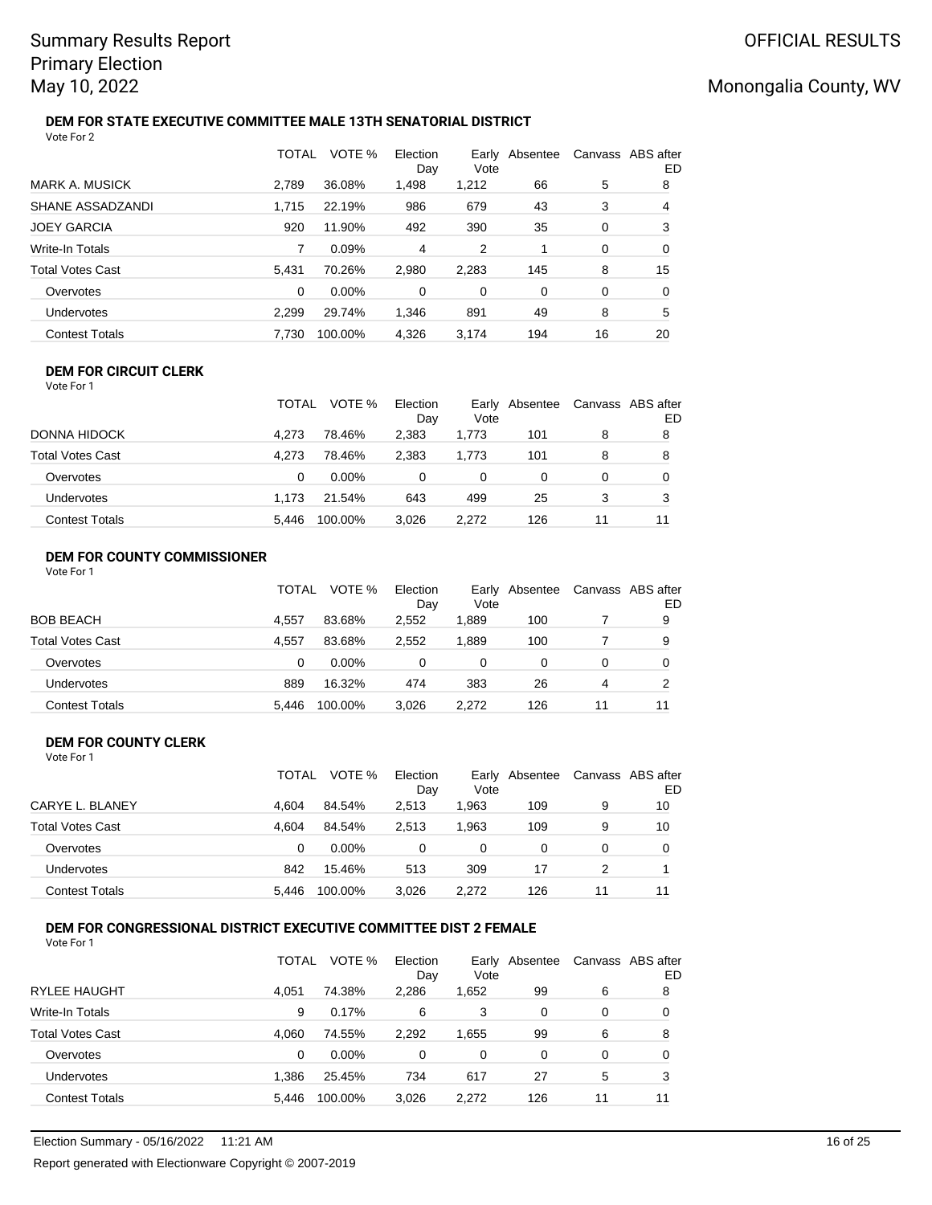# Summary Results Report
## Primary Election
## May 10, 2022

OFFICIAL RESULTS

Monongalia County, WV

### DEM FOR STATE EXECUTIVE COMMITTEE MALE 13TH SENATORIAL DISTRICT

Vote For 2

| | TOTAL | VOTE % | Election Day | Early Vote | Absentee | Canvass | ABS after ED |
|---|---|---|---|---|---|---|---|
| MARK A. MUSICK | 2,789 | 36.08% | 1,498 | 1,212 | 66 | 5 | 8 |
| SHANE ASSADZANDI | 1,715 | 22.19% | 986 | 679 | 43 | 3 | 4 |
| JOEY GARCIA | 920 | 11.90% | 492 | 390 | 35 | 0 | 3 |
| Write-In Totals | 7 | 0.09% | 4 | 2 | 1 | 0 | 0 |
| Total Votes Cast | 5,431 | 70.26% | 2,980 | 2,283 | 145 | 8 | 15 |
| Overvotes | 0 | 0.00% | 0 | 0 | 0 | 0 | 0 |
| Undervotes | 2,299 | 29.74% | 1,346 | 891 | 49 | 8 | 5 |
| Contest Totals | 7,730 | 100.00% | 4,326 | 3,174 | 194 | 16 | 20 |

### DEM FOR CIRCUIT CLERK

Vote For 1

| | TOTAL | VOTE % | Election Day | Early Vote | Absentee | Canvass | ABS after ED |
|---|---|---|---|---|---|---|---|
| DONNA HIDOCK | 4,273 | 78.46% | 2,383 | 1,773 | 101 | 8 | 8 |
| Total Votes Cast | 4,273 | 78.46% | 2,383 | 1,773 | 101 | 8 | 8 |
| Overvotes | 0 | 0.00% | 0 | 0 | 0 | 0 | 0 |
| Undervotes | 1,173 | 21.54% | 643 | 499 | 25 | 3 | 3 |
| Contest Totals | 5,446 | 100.00% | 3,026 | 2,272 | 126 | 11 | 11 |

### DEM FOR COUNTY COMMISSIONER

Vote For 1

| | TOTAL | VOTE % | Election Day | Early Vote | Absentee | Canvass | ABS after ED |
|---|---|---|---|---|---|---|---|
| BOB BEACH | 4,557 | 83.68% | 2,552 | 1,889 | 100 | 7 | 9 |
| Total Votes Cast | 4,557 | 83.68% | 2,552 | 1,889 | 100 | 7 | 9 |
| Overvotes | 0 | 0.00% | 0 | 0 | 0 | 0 | 0 |
| Undervotes | 889 | 16.32% | 474 | 383 | 26 | 4 | 2 |
| Contest Totals | 5,446 | 100.00% | 3,026 | 2,272 | 126 | 11 | 11 |

### DEM FOR COUNTY CLERK

Vote For 1

| | TOTAL | VOTE % | Election Day | Early Vote | Absentee | Canvass | ABS after ED |
|---|---|---|---|---|---|---|---|
| CARYE L. BLANEY | 4,604 | 84.54% | 2,513 | 1,963 | 109 | 9 | 10 |
| Total Votes Cast | 4,604 | 84.54% | 2,513 | 1,963 | 109 | 9 | 10 |
| Overvotes | 0 | 0.00% | 0 | 0 | 0 | 0 | 0 |
| Undervotes | 842 | 15.46% | 513 | 309 | 17 | 2 | 1 |
| Contest Totals | 5,446 | 100.00% | 3,026 | 2,272 | 126 | 11 | 11 |

### DEM FOR CONGRESSIONAL DISTRICT EXECUTIVE COMMITTEE DIST 2 FEMALE

Vote For 1

| | TOTAL | VOTE % | Election Day | Early Vote | Absentee | Canvass | ABS after ED |
|---|---|---|---|---|---|---|---|
| RYLEE HAUGHT | 4,051 | 74.38% | 2,286 | 1,652 | 99 | 6 | 8 |
| Write-In Totals | 9 | 0.17% | 6 | 3 | 0 | 0 | 0 |
| Total Votes Cast | 4,060 | 74.55% | 2,292 | 1,655 | 99 | 6 | 8 |
| Overvotes | 0 | 0.00% | 0 | 0 | 0 | 0 | 0 |
| Undervotes | 1,386 | 25.45% | 734 | 617 | 27 | 5 | 3 |
| Contest Totals | 5,446 | 100.00% | 3,026 | 2,272 | 126 | 11 | 11 |

Election Summary - 05/16/2022 11:21 AM

Report generated with Electionware Copyright © 2007-2019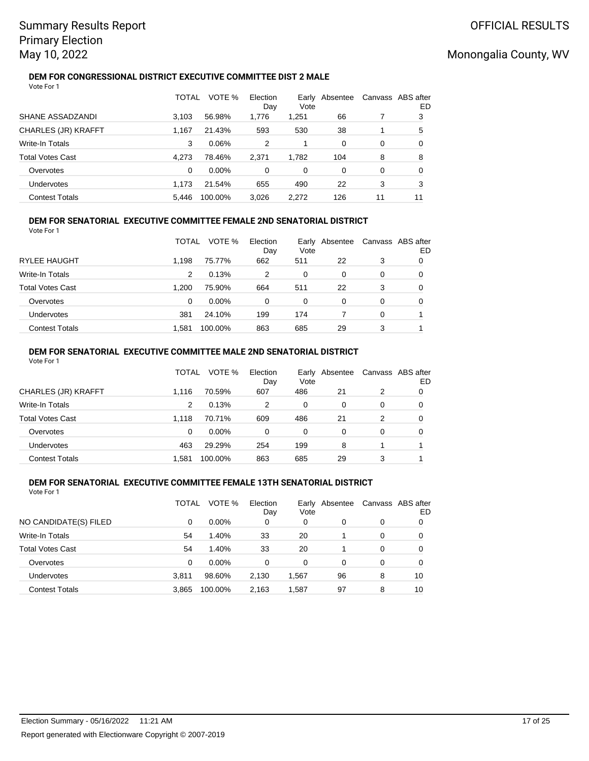# Summary Results Report
## Primary Election
## May 10, 2022

OFFICIAL RESULTS

Monongalia County, WV

### DEM FOR CONGRESSIONAL DISTRICT EXECUTIVE COMMITTEE DIST 2 MALE

Vote For 1

| | TOTAL | VOTE % | Election Day | Early Vote | Absentee | Canvass | ABS after ED |
|---|---|---|---|---|---|---|---|
| SHANE ASSADZANDI | 3,103 | 56.98% | 1,776 | 1,251 | 66 | 7 | 3 |
| CHARLES (JR) KRAFFT | 1,167 | 21.43% | 593 | 530 | 38 | 1 | 5 |
| Write-In Totals | 3 | 0.06% | 2 | 1 | 0 | 0 | 0 |
| Total Votes Cast | 4,273 | 78.46% | 2,371 | 1,782 | 104 | 8 | 8 |
| Overvotes | 0 | 0.00% | 0 | 0 | 0 | 0 | 0 |
| Undervotes | 1,173 | 21.54% | 655 | 490 | 22 | 3 | 3 |
| Contest Totals | 5,446 | 100.00% | 3,026 | 2,272 | 126 | 11 | 11 |

### DEM FOR SENATORIAL EXECUTIVE COMMITTEE FEMALE 2ND SENATORIAL DISTRICT

Vote For 1

| | TOTAL | VOTE % | Election Day | Early Vote | Absentee | Canvass | ABS after ED |
|---|---|---|---|---|---|---|---|
| RYLEE HAUGHT | 1,198 | 75.77% | 662 | 511 | 22 | 3 | 0 |
| Write-In Totals | 2 | 0.13% | 2 | 0 | 0 | 0 | 0 |
| Total Votes Cast | 1,200 | 75.90% | 664 | 511 | 22 | 3 | 0 |
| Overvotes | 0 | 0.00% | 0 | 0 | 0 | 0 | 0 |
| Undervotes | 381 | 24.10% | 199 | 174 | 7 | 0 | 1 |
| Contest Totals | 1,581 | 100.00% | 863 | 685 | 29 | 3 | 1 |

### DEM FOR SENATORIAL EXECUTIVE COMMITTEE MALE 2ND SENATORIAL DISTRICT

Vote For 1

| | TOTAL | VOTE % | Election Day | Early Vote | Absentee | Canvass | ABS after ED |
|---|---|---|---|---|---|---|---|
| CHARLES (JR) KRAFFT | 1,116 | 70.59% | 607 | 486 | 21 | 2 | 0 |
| Write-In Totals | 2 | 0.13% | 2 | 0 | 0 | 0 | 0 |
| Total Votes Cast | 1,118 | 70.71% | 609 | 486 | 21 | 2 | 0 |
| Overvotes | 0 | 0.00% | 0 | 0 | 0 | 0 | 0 |
| Undervotes | 463 | 29.29% | 254 | 199 | 8 | 1 | 1 |
| Contest Totals | 1,581 | 100.00% | 863 | 685 | 29 | 3 | 1 |

### DEM FOR SENATORIAL EXECUTIVE COMMITTEE FEMALE 13TH SENATORIAL DISTRICT

Vote For 1

| | TOTAL | VOTE % | Election Day | Early Vote | Absentee | Canvass | ABS after ED |
|---|---|---|---|---|---|---|---|
| NO CANDIDATE(S) FILED | 0 | 0.00% | 0 | 0 | 0 | 0 | 0 |
| Write-In Totals | 54 | 1.40% | 33 | 20 | 1 | 0 | 0 |
| Total Votes Cast | 54 | 1.40% | 33 | 20 | 1 | 0 | 0 |
| Overvotes | 0 | 0.00% | 0 | 0 | 0 | 0 | 0 |
| Undervotes | 3,811 | 98.60% | 2,130 | 1,567 | 96 | 8 | 10 |
| Contest Totals | 3,865 | 100.00% | 2,163 | 1,587 | 97 | 8 | 10 |

Election Summary - 05/16/2022 11:21 AM

Report generated with Electionware Copyright © 2007-2019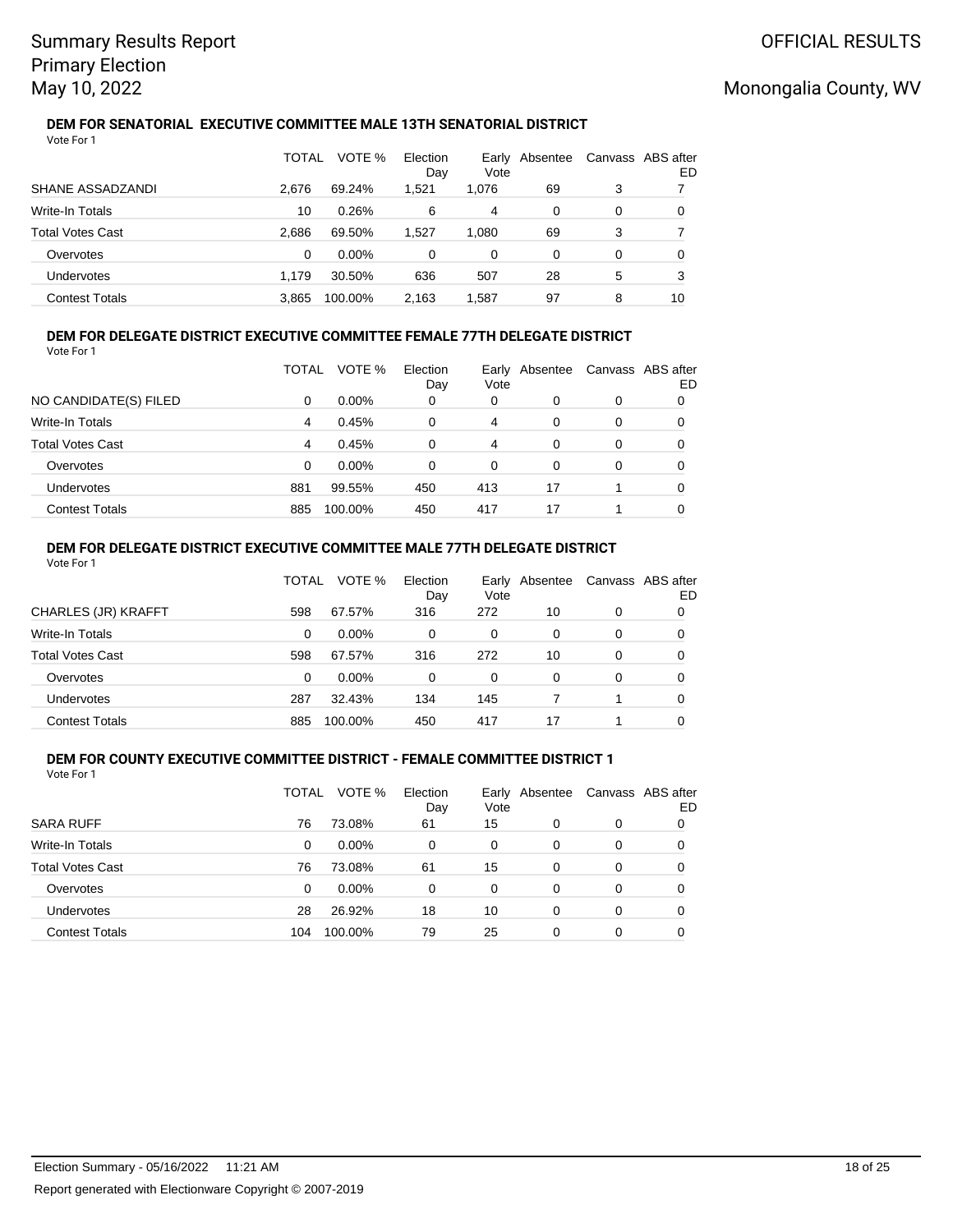#### DEM FOR SENATORIAL EXECUTIVE COMMITTEE MALE 13TH SENATORIAL DISTRICT

Vote For 1

| | TOTAL | VOTE % | Election Day | Early Vote | Absentee | Canvass | ABS after ED |
|---|---|---|---|---|---|---|---|
| SHANE ASSADZANDI | 2,676 | 69.24% | 1,521 | 1,076 | 69 | 3 | 7 |
| Write-In Totals | 10 | 0.26% | 6 | 4 | 0 | 0 | 0 |
| Total Votes Cast | 2,686 | 69.50% | 1,527 | 1,080 | 69 | 3 | 7 |
| Overvotes | 0 | 0.00% | 0 | 0 | 0 | 0 | 0 |
| Undervotes | 1,179 | 30.50% | 636 | 507 | 28 | 5 | 3 |
| Contest Totals | 3,865 | 100.00% | 2,163 | 1,587 | 97 | 8 | 10 |

#### DEM FOR DELEGATE DISTRICT EXECUTIVE COMMITTEE FEMALE 77TH DELEGATE DISTRICT

Vote For 1

| | TOTAL | VOTE % | Election Day | Early Vote | Absentee | Canvass | ABS after ED |
|---|---|---|---|---|---|---|---|
| NO CANDIDATE(S) FILED | 0 | 0.00% | 0 | 0 | 0 | 0 | 0 |
| Write-In Totals | 4 | 0.45% | 0 | 4 | 0 | 0 | 0 |
| Total Votes Cast | 4 | 0.45% | 0 | 4 | 0 | 0 | 0 |
| Overvotes | 0 | 0.00% | 0 | 0 | 0 | 0 | 0 |
| Undervotes | 881 | 99.55% | 450 | 413 | 17 | 1 | 0 |
| Contest Totals | 885 | 100.00% | 450 | 417 | 17 | 1 | 0 |

#### DEM FOR DELEGATE DISTRICT EXECUTIVE COMMITTEE MALE 77TH DELEGATE DISTRICT

Vote For 1

| | TOTAL | VOTE % | Election Day | Early Vote | Absentee | Canvass | ABS after ED |
|---|---|---|---|---|---|---|---|
| CHARLES (JR) KRAFFT | 598 | 67.57% | 316 | 272 | 10 | 0 | 0 |
| Write-In Totals | 0 | 0.00% | 0 | 0 | 0 | 0 | 0 |
| Total Votes Cast | 598 | 67.57% | 316 | 272 | 10 | 0 | 0 |
| Overvotes | 0 | 0.00% | 0 | 0 | 0 | 0 | 0 |
| Undervotes | 287 | 32.43% | 134 | 145 | 7 | 1 | 0 |
| Contest Totals | 885 | 100.00% | 450 | 417 | 17 | 1 | 0 |

#### DEM FOR COUNTY EXECUTIVE COMMITTEE DISTRICT - FEMALE COMMITTEE DISTRICT 1

Vote For 1

| | TOTAL | VOTE % | Election Day | Early Vote | Absentee | Canvass | ABS after ED |
|---|---|---|---|---|---|---|---|
| SARA RUFF | 76 | 73.08% | 61 | 15 | 0 | 0 | 0 |
| Write-In Totals | 0 | 0.00% | 0 | 0 | 0 | 0 | 0 |
| Total Votes Cast | 76 | 73.08% | 61 | 15 | 0 | 0 | 0 |
| Overvotes | 0 | 0.00% | 0 | 0 | 0 | 0 | 0 |
| Undervotes | 28 | 26.92% | 18 | 10 | 0 | 0 | 0 |
| Contest Totals | 104 | 100.00% | 79 | 25 | 0 | 0 | 0 |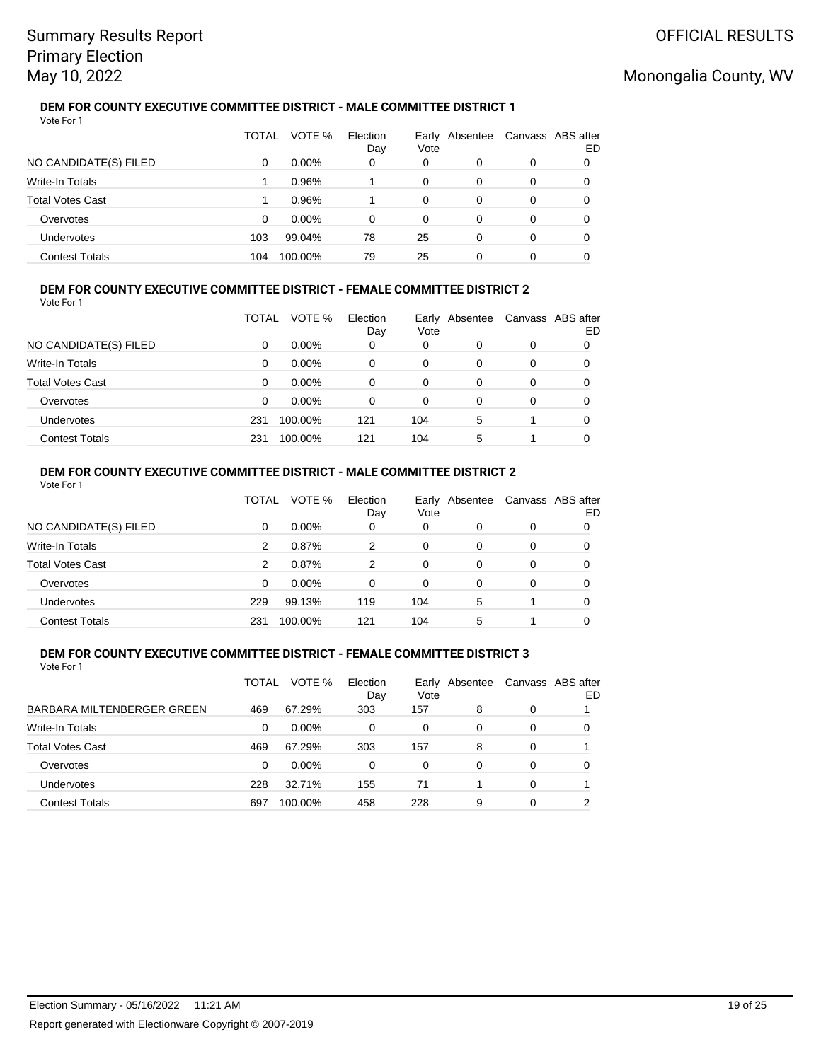### DEM FOR COUNTY EXECUTIVE COMMITTEE DISTRICT - MALE COMMITTEE DISTRICT 1

Vote For 1

| | TOTAL | VOTE % | Election Day | Early Vote | Absentee | Canvass | ABS after ED |
|---|---|---|---|---|---|---|---|
| NO CANDIDATE(S) FILED | 0 | 0.00% | 0 | 0 | 0 | 0 | 0 |
| Write-In Totals | 1 | 0.96% | 1 | 0 | 0 | 0 | 0 |
| Total Votes Cast | 1 | 0.96% | 1 | 0 | 0 | 0 | 0 |
| Overvotes | 0 | 0.00% | 0 | 0 | 0 | 0 | 0 |
| Undervotes | 103 | 99.04% | 78 | 25 | 0 | 0 | 0 |
| Contest Totals | 104 | 100.00% | 79 | 25 | 0 | 0 | 0 |

### DEM FOR COUNTY EXECUTIVE COMMITTEE DISTRICT - FEMALE COMMITTEE DISTRICT 2

Vote For 1

| | TOTAL | VOTE % | Election Day | Early Vote | Absentee | Canvass | ABS after ED |
|---|---|---|---|---|---|---|---|
| NO CANDIDATE(S) FILED | 0 | 0.00% | 0 | 0 | 0 | 0 | 0 |
| Write-In Totals | 0 | 0.00% | 0 | 0 | 0 | 0 | 0 |
| Total Votes Cast | 0 | 0.00% | 0 | 0 | 0 | 0 | 0 |
| Overvotes | 0 | 0.00% | 0 | 0 | 0 | 0 | 0 |
| Undervotes | 231 | 100.00% | 121 | 104 | 5 | 1 | 0 |
| Contest Totals | 231 | 100.00% | 121 | 104 | 5 | 1 | 0 |

### DEM FOR COUNTY EXECUTIVE COMMITTEE DISTRICT - MALE COMMITTEE DISTRICT 2

Vote For 1

| | TOTAL | VOTE % | Election Day | Early Vote | Absentee | Canvass | ABS after ED |
|---|---|---|---|---|---|---|---|
| NO CANDIDATE(S) FILED | 0 | 0.00% | 0 | 0 | 0 | 0 | 0 |
| Write-In Totals | 2 | 0.87% | 2 | 0 | 0 | 0 | 0 |
| Total Votes Cast | 2 | 0.87% | 2 | 0 | 0 | 0 | 0 |
| Overvotes | 0 | 0.00% | 0 | 0 | 0 | 0 | 0 |
| Undervotes | 229 | 99.13% | 119 | 104 | 5 | 1 | 0 |
| Contest Totals | 231 | 100.00% | 121 | 104 | 5 | 1 | 0 |

### DEM FOR COUNTY EXECUTIVE COMMITTEE DISTRICT - FEMALE COMMITTEE DISTRICT 3

Vote For 1

| | TOTAL | VOTE % | Election Day | Early Vote | Absentee | Canvass | ABS after ED |
|---|---|---|---|---|---|---|---|
| BARBARA MILTENBERGER GREEN | 469 | 67.29% | 303 | 157 | 8 | 0 | 1 |
| Write-In Totals | 0 | 0.00% | 0 | 0 | 0 | 0 | 0 |
| Total Votes Cast | 469 | 67.29% | 303 | 157 | 8 | 0 | 1 |
| Overvotes | 0 | 0.00% | 0 | 0 | 0 | 0 | 0 |
| Undervotes | 228 | 32.71% | 155 | 71 | 1 | 0 | 1 |
| Contest Totals | 697 | 100.00% | 458 | 228 | 9 | 0 | 2 |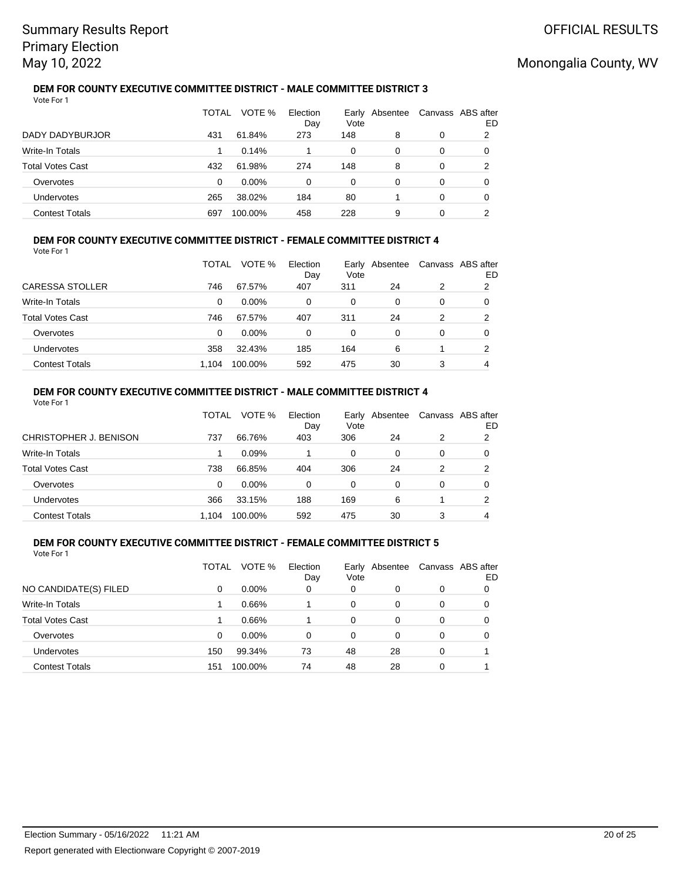### DEM FOR COUNTY EXECUTIVE COMMITTEE DISTRICT - MALE COMMITTEE DISTRICT 3

Vote For 1

| | TOTAL | VOTE % | Election Day | Early Vote | Absentee | Canvass | ABS after ED |
|---|---|---|---|---|---|---|---|
| DADY DADYBURJOR | 431 | 61.84% | 273 | 148 | 8 | 0 | 2 |
| Write-In Totals | 1 | 0.14% | 1 | 0 | 0 | 0 | 0 |
| Total Votes Cast | 432 | 61.98% | 274 | 148 | 8 | 0 | 2 |
| Overvotes | 0 | 0.00% | 0 | 0 | 0 | 0 | 0 |
| Undervotes | 265 | 38.02% | 184 | 80 | 1 | 0 | 0 |
| Contest Totals | 697 | 100.00% | 458 | 228 | 9 | 0 | 2 |

### DEM FOR COUNTY EXECUTIVE COMMITTEE DISTRICT - FEMALE COMMITTEE DISTRICT 4

Vote For 1

| | TOTAL | VOTE % | Election Day | Early Vote | Absentee | Canvass | ABS after ED |
|---|---|---|---|---|---|---|---|
| CARESSA STOLLER | 746 | 67.57% | 407 | 311 | 24 | 2 | 2 |
| Write-In Totals | 0 | 0.00% | 0 | 0 | 0 | 0 | 0 |
| Total Votes Cast | 746 | 67.57% | 407 | 311 | 24 | 2 | 2 |
| Overvotes | 0 | 0.00% | 0 | 0 | 0 | 0 | 0 |
| Undervotes | 358 | 32.43% | 185 | 164 | 6 | 1 | 2 |
| Contest Totals | 1,104 | 100.00% | 592 | 475 | 30 | 3 | 4 |

### DEM FOR COUNTY EXECUTIVE COMMITTEE DISTRICT - MALE COMMITTEE DISTRICT 4

Vote For 1

| | TOTAL | VOTE % | Election Day | Early Vote | Absentee | Canvass | ABS after ED |
|---|---|---|---|---|---|---|---|
| CHRISTOPHER J. BENISON | 737 | 66.76% | 403 | 306 | 24 | 2 | 2 |
| Write-In Totals | 1 | 0.09% | 1 | 0 | 0 | 0 | 0 |
| Total Votes Cast | 738 | 66.85% | 404 | 306 | 24 | 2 | 2 |
| Overvotes | 0 | 0.00% | 0 | 0 | 0 | 0 | 0 |
| Undervotes | 366 | 33.15% | 188 | 169 | 6 | 1 | 2 |
| Contest Totals | 1,104 | 100.00% | 592 | 475 | 30 | 3 | 4 |

### DEM FOR COUNTY EXECUTIVE COMMITTEE DISTRICT - FEMALE COMMITTEE DISTRICT 5

Vote For 1

| | TOTAL | VOTE % | Election Day | Early Vote | Absentee | Canvass | ABS after ED |
|---|---|---|---|---|---|---|---|
| NO CANDIDATE(S) FILED | 0 | 0.00% | 0 | 0 | 0 | 0 | 0 |
| Write-In Totals | 1 | 0.66% | 1 | 0 | 0 | 0 | 0 |
| Total Votes Cast | 1 | 0.66% | 1 | 0 | 0 | 0 | 0 |
| Overvotes | 0 | 0.00% | 0 | 0 | 0 | 0 | 0 |
| Undervotes | 150 | 99.34% | 73 | 48 | 28 | 0 | 1 |
| Contest Totals | 151 | 100.00% | 74 | 48 | 28 | 0 | 1 |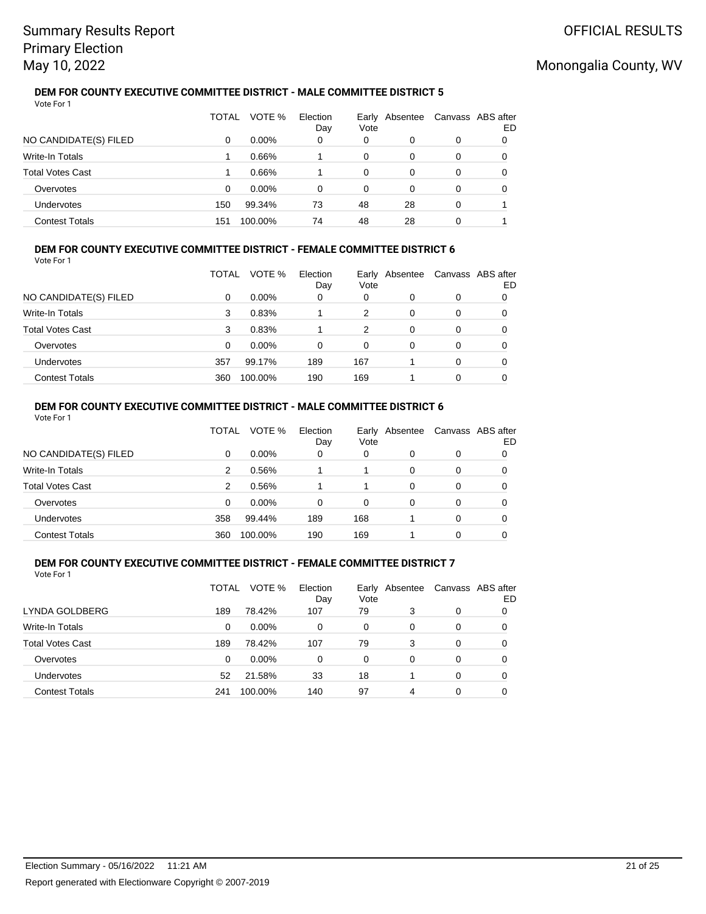### DEM FOR COUNTY EXECUTIVE COMMITTEE DISTRICT - MALE COMMITTEE DISTRICT 5

Vote For 1

| | TOTAL | VOTE % | Election Day | Early Vote | Absentee | Canvass | ABS after ED |
|---|---|---|---|---|---|---|---|
| NO CANDIDATE(S) FILED | 0 | 0.00% | 0 | 0 | 0 | 0 | 0 |
| Write-In Totals | 1 | 0.66% | 1 | 0 | 0 | 0 | 0 |
| Total Votes Cast | 1 | 0.66% | 1 | 0 | 0 | 0 | 0 |
| Overvotes | 0 | 0.00% | 0 | 0 | 0 | 0 | 0 |
| Undervotes | 150 | 99.34% | 73 | 48 | 28 | 0 | 1 |
| Contest Totals | 151 | 100.00% | 74 | 48 | 28 | 0 | 1 |

### DEM FOR COUNTY EXECUTIVE COMMITTEE DISTRICT - FEMALE COMMITTEE DISTRICT 6

Vote For 1

| | TOTAL | VOTE % | Election Day | Early Vote | Absentee | Canvass | ABS after ED |
|---|---|---|---|---|---|---|---|
| NO CANDIDATE(S) FILED | 0 | 0.00% | 0 | 0 | 0 | 0 | 0 |
| Write-In Totals | 3 | 0.83% | 1 | 2 | 0 | 0 | 0 |
| Total Votes Cast | 3 | 0.83% | 1 | 2 | 0 | 0 | 0 |
| Overvotes | 0 | 0.00% | 0 | 0 | 0 | 0 | 0 |
| Undervotes | 357 | 99.17% | 189 | 167 | 1 | 0 | 0 |
| Contest Totals | 360 | 100.00% | 190 | 169 | 1 | 0 | 0 |

### DEM FOR COUNTY EXECUTIVE COMMITTEE DISTRICT - MALE COMMITTEE DISTRICT 6

Vote For 1

| | TOTAL | VOTE % | Election Day | Early Vote | Absentee | Canvass | ABS after ED |
|---|---|---|---|---|---|---|---|
| NO CANDIDATE(S) FILED | 0 | 0.00% | 0 | 0 | 0 | 0 | 0 |
| Write-In Totals | 2 | 0.56% | 1 | 1 | 0 | 0 | 0 |
| Total Votes Cast | 2 | 0.56% | 1 | 1 | 0 | 0 | 0 |
| Overvotes | 0 | 0.00% | 0 | 0 | 0 | 0 | 0 |
| Undervotes | 358 | 99.44% | 189 | 168 | 1 | 0 | 0 |
| Contest Totals | 360 | 100.00% | 190 | 169 | 1 | 0 | 0 |

### DEM FOR COUNTY EXECUTIVE COMMITTEE DISTRICT - FEMALE COMMITTEE DISTRICT 7

Vote For 1

| | TOTAL | VOTE % | Election Day | Early Vote | Absentee | Canvass | ABS after ED |
|---|---|---|---|---|---|---|---|
| LYNDA GOLDBERG | 189 | 78.42% | 107 | 79 | 3 | 0 | 0 |
| Write-In Totals | 0 | 0.00% | 0 | 0 | 0 | 0 | 0 |
| Total Votes Cast | 189 | 78.42% | 107 | 79 | 3 | 0 | 0 |
| Overvotes | 0 | 0.00% | 0 | 0 | 0 | 0 | 0 |
| Undervotes | 52 | 21.58% | 33 | 18 | 1 | 0 | 0 |
| Contest Totals | 241 | 100.00% | 140 | 97 | 4 | 0 | 0 |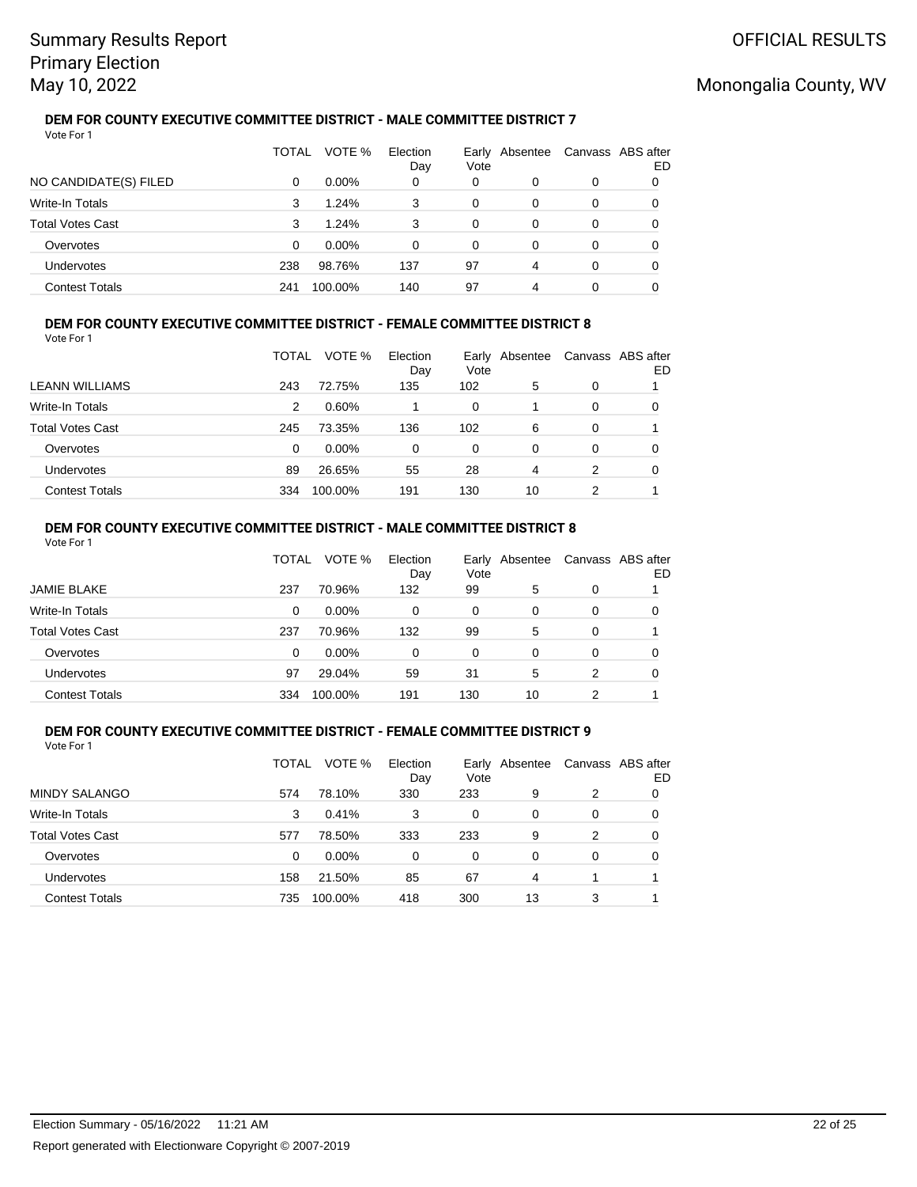Summary Results Report
Primary Election
May 10, 2022

OFFICIAL RESULTS

Monongalia County, WV

### DEM FOR COUNTY EXECUTIVE COMMITTEE DISTRICT - MALE COMMITTEE DISTRICT 7

Vote For 1

| | TOTAL | VOTE % | Election Day | Early Vote | Absentee | Canvass | ABS after ED |
|---|---|---|---|---|---|---|---|
| NO CANDIDATE(S) FILED | 0 | 0.00% | 0 | 0 | 0 | 0 | 0 |
| Write-In Totals | 3 | 1.24% | 3 | 0 | 0 | 0 | 0 |
| Total Votes Cast | 3 | 1.24% | 3 | 0 | 0 | 0 | 0 |
| Overvotes | 0 | 0.00% | 0 | 0 | 0 | 0 | 0 |
| Undervotes | 238 | 98.76% | 137 | 97 | 4 | 0 | 0 |
| Contest Totals | 241 | 100.00% | 140 | 97 | 4 | 0 | 0 |

### DEM FOR COUNTY EXECUTIVE COMMITTEE DISTRICT - FEMALE COMMITTEE DISTRICT 8

Vote For 1

| | TOTAL | VOTE % | Election Day | Early Vote | Absentee | Canvass | ABS after ED |
|---|---|---|---|---|---|---|---|
| LEANN WILLIAMS | 243 | 72.75% | 135 | 102 | 5 | 0 | 1 |
| Write-In Totals | 2 | 0.60% | 1 | 0 | 1 | 0 | 0 |
| Total Votes Cast | 245 | 73.35% | 136 | 102 | 6 | 0 | 1 |
| Overvotes | 0 | 0.00% | 0 | 0 | 0 | 0 | 0 |
| Undervotes | 89 | 26.65% | 55 | 28 | 4 | 2 | 0 |
| Contest Totals | 334 | 100.00% | 191 | 130 | 10 | 2 | 1 |

### DEM FOR COUNTY EXECUTIVE COMMITTEE DISTRICT - MALE COMMITTEE DISTRICT 8

Vote For 1

| | TOTAL | VOTE % | Election Day | Early Vote | Absentee | Canvass | ABS after ED |
|---|---|---|---|---|---|---|---|
| JAMIE BLAKE | 237 | 70.96% | 132 | 99 | 5 | 0 | 1 |
| Write-In Totals | 0 | 0.00% | 0 | 0 | 0 | 0 | 0 |
| Total Votes Cast | 237 | 70.96% | 132 | 99 | 5 | 0 | 1 |
| Overvotes | 0 | 0.00% | 0 | 0 | 0 | 0 | 0 |
| Undervotes | 97 | 29.04% | 59 | 31 | 5 | 2 | 0 |
| Contest Totals | 334 | 100.00% | 191 | 130 | 10 | 2 | 1 |

### DEM FOR COUNTY EXECUTIVE COMMITTEE DISTRICT - FEMALE COMMITTEE DISTRICT 9

Vote For 1

| | TOTAL | VOTE % | Election Day | Early Vote | Absentee | Canvass | ABS after ED |
|---|---|---|---|---|---|---|---|
| MINDY SALANGO | 574 | 78.10% | 330 | 233 | 9 | 2 | 0 |
| Write-In Totals | 3 | 0.41% | 3 | 0 | 0 | 0 | 0 |
| Total Votes Cast | 577 | 78.50% | 333 | 233 | 9 | 2 | 0 |
| Overvotes | 0 | 0.00% | 0 | 0 | 0 | 0 | 0 |
| Undervotes | 158 | 21.50% | 85 | 67 | 4 | 1 | 1 |
| Contest Totals | 735 | 100.00% | 418 | 300 | 13 | 3 | 1 |

Election Summary - 05/16/2022 11:21 AM

Report generated with Electionware Copyright © 2007-2019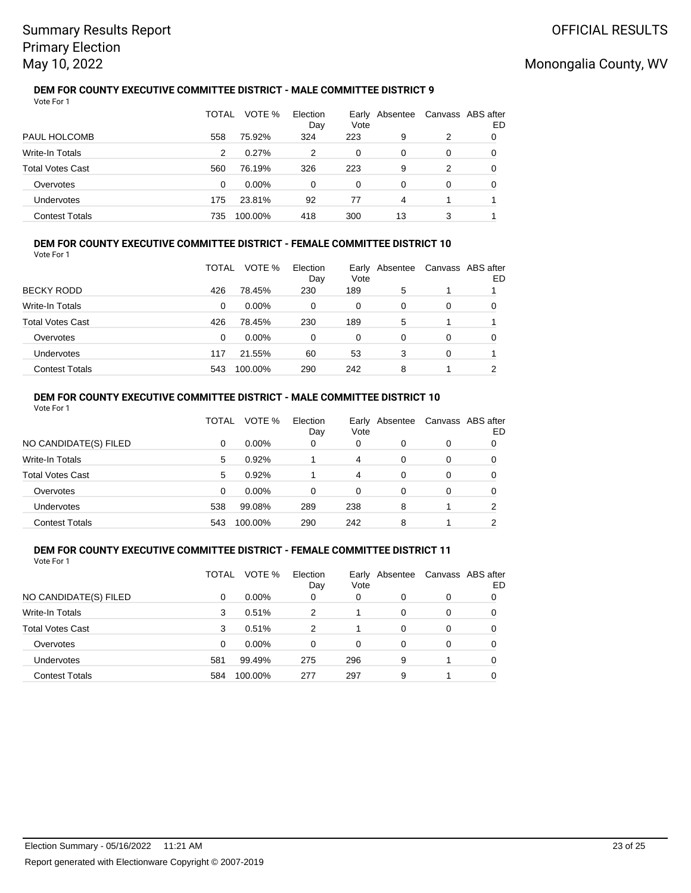### DEM FOR COUNTY EXECUTIVE COMMITTEE DISTRICT - MALE COMMITTEE DISTRICT 9

Vote For 1

| | TOTAL | VOTE % | Election Day | Early Vote | Absentee | Canvass | ABS after ED |
|---|---|---|---|---|---|---|---|
| PAUL HOLCOMB | 558 | 75.92% | 324 | 223 | 9 | 2 | 0 |
| Write-In Totals | 2 | 0.27% | 2 | 0 | 0 | 0 | 0 |
| Total Votes Cast | 560 | 76.19% | 326 | 223 | 9 | 2 | 0 |
| Overvotes | 0 | 0.00% | 0 | 0 | 0 | 0 | 0 |
| Undervotes | 175 | 23.81% | 92 | 77 | 4 | 1 | 1 |
| Contest Totals | 735 | 100.00% | 418 | 300 | 13 | 3 | 1 |

### DEM FOR COUNTY EXECUTIVE COMMITTEE DISTRICT - FEMALE COMMITTEE DISTRICT 10

Vote For 1

| | TOTAL | VOTE % | Election Day | Early Vote | Absentee | Canvass | ABS after ED |
|---|---|---|---|---|---|---|---|
| BECKY RODD | 426 | 78.45% | 230 | 189 | 5 | 1 | 1 |
| Write-In Totals | 0 | 0.00% | 0 | 0 | 0 | 0 | 0 |
| Total Votes Cast | 426 | 78.45% | 230 | 189 | 5 | 1 | 1 |
| Overvotes | 0 | 0.00% | 0 | 0 | 0 | 0 | 0 |
| Undervotes | 117 | 21.55% | 60 | 53 | 3 | 0 | 1 |
| Contest Totals | 543 | 100.00% | 290 | 242 | 8 | 1 | 2 |

### DEM FOR COUNTY EXECUTIVE COMMITTEE DISTRICT - MALE COMMITTEE DISTRICT 10

Vote For 1

| | TOTAL | VOTE % | Election Day | Early Vote | Absentee | Canvass | ABS after ED |
|---|---|---|---|---|---|---|---|
| NO CANDIDATE(S) FILED | 0 | 0.00% | 0 | 0 | 0 | 0 | 0 |
| Write-In Totals | 5 | 0.92% | 1 | 4 | 0 | 0 | 0 |
| Total Votes Cast | 5 | 0.92% | 1 | 4 | 0 | 0 | 0 |
| Overvotes | 0 | 0.00% | 0 | 0 | 0 | 0 | 0 |
| Undervotes | 538 | 99.08% | 289 | 238 | 8 | 1 | 2 |
| Contest Totals | 543 | 100.00% | 290 | 242 | 8 | 1 | 2 |

### DEM FOR COUNTY EXECUTIVE COMMITTEE DISTRICT - FEMALE COMMITTEE DISTRICT 11

Vote For 1

| | TOTAL | VOTE % | Election Day | Early Vote | Absentee | Canvass | ABS after ED |
|---|---|---|---|---|---|---|---|
| NO CANDIDATE(S) FILED | 0 | 0.00% | 0 | 0 | 0 | 0 | 0 |
| Write-In Totals | 3 | 0.51% | 2 | 1 | 0 | 0 | 0 |
| Total Votes Cast | 3 | 0.51% | 2 | 1 | 0 | 0 | 0 |
| Overvotes | 0 | 0.00% | 0 | 0 | 0 | 0 | 0 |
| Undervotes | 581 | 99.49% | 275 | 296 | 9 | 1 | 0 |
| Contest Totals | 584 | 100.00% | 277 | 297 | 9 | 1 | 0 |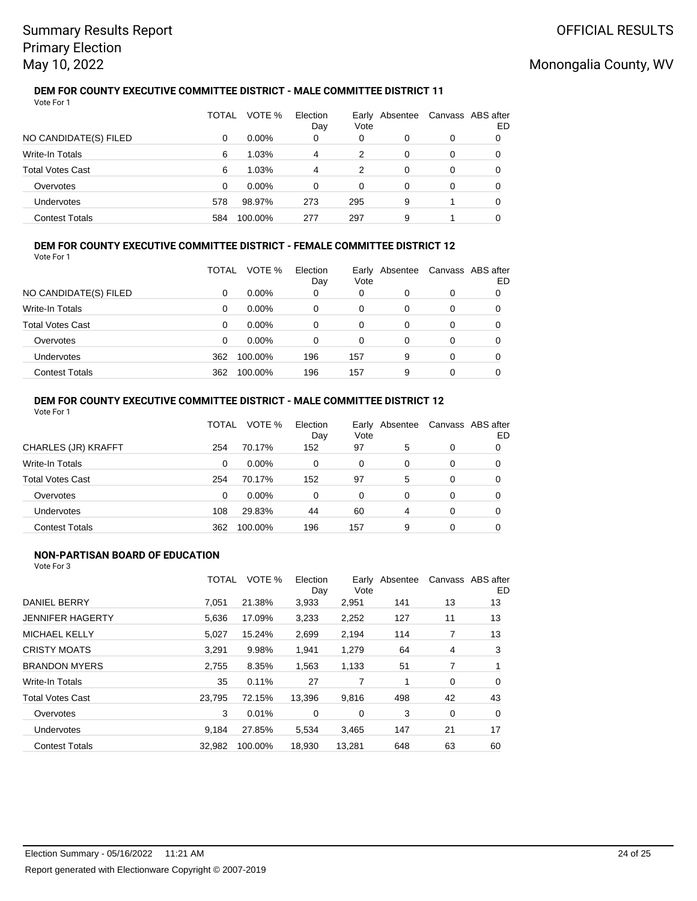Summary Results Report
Primary Election
May 10, 2022

OFFICIAL RESULTS

Monongalia County, WV

### DEM FOR COUNTY EXECUTIVE COMMITTEE DISTRICT - MALE COMMITTEE DISTRICT 11

Vote For 1

| | TOTAL | VOTE % | Election Day | Early Vote | Absentee | Canvass | ABS after ED |
|---|---|---|---|---|---|---|---|
| NO CANDIDATE(S) FILED | 0 | 0.00% | 0 | 0 | 0 | 0 | 0 |
| Write-In Totals | 6 | 1.03% | 4 | 2 | 0 | 0 | 0 |
| Total Votes Cast | 6 | 1.03% | 4 | 2 | 0 | 0 | 0 |
| Overvotes | 0 | 0.00% | 0 | 0 | 0 | 0 | 0 |
| Undervotes | 578 | 98.97% | 273 | 295 | 9 | 1 | 0 |
| Contest Totals | 584 | 100.00% | 277 | 297 | 9 | 1 | 0 |

### DEM FOR COUNTY EXECUTIVE COMMITTEE DISTRICT - FEMALE COMMITTEE DISTRICT 12

Vote For 1

| | TOTAL | VOTE % | Election Day | Early Vote | Absentee | Canvass | ABS after ED |
|---|---|---|---|---|---|---|---|
| NO CANDIDATE(S) FILED | 0 | 0.00% | 0 | 0 | 0 | 0 | 0 |
| Write-In Totals | 0 | 0.00% | 0 | 0 | 0 | 0 | 0 |
| Total Votes Cast | 0 | 0.00% | 0 | 0 | 0 | 0 | 0 |
| Overvotes | 0 | 0.00% | 0 | 0 | 0 | 0 | 0 |
| Undervotes | 362 | 100.00% | 196 | 157 | 9 | 0 | 0 |
| Contest Totals | 362 | 100.00% | 196 | 157 | 9 | 0 | 0 |

### DEM FOR COUNTY EXECUTIVE COMMITTEE DISTRICT - MALE COMMITTEE DISTRICT 12

Vote For 1

| | TOTAL | VOTE % | Election Day | Early Vote | Absentee | Canvass | ABS after ED |
|---|---|---|---|---|---|---|---|
| CHARLES (JR) KRAFFT | 254 | 70.17% | 152 | 97 | 5 | 0 | 0 |
| Write-In Totals | 0 | 0.00% | 0 | 0 | 0 | 0 | 0 |
| Total Votes Cast | 254 | 70.17% | 152 | 97 | 5 | 0 | 0 |
| Overvotes | 0 | 0.00% | 0 | 0 | 0 | 0 | 0 |
| Undervotes | 108 | 29.83% | 44 | 60 | 4 | 0 | 0 |
| Contest Totals | 362 | 100.00% | 196 | 157 | 9 | 0 | 0 |

### NON-PARTISAN BOARD OF EDUCATION

Vote For 3

| | TOTAL | VOTE % | Election Day | Early Vote | Absentee | Canvass | ABS after ED |
|---|---|---|---|---|---|---|---|
| DANIEL BERRY | 7,051 | 21.38% | 3,933 | 2,951 | 141 | 13 | 13 |
| JENNIFER HAGERTY | 5,636 | 17.09% | 3,233 | 2,252 | 127 | 11 | 13 |
| MICHAEL KELLY | 5,027 | 15.24% | 2,699 | 2,194 | 114 | 7 | 13 |
| CRISTY MOATS | 3,291 | 9.98% | 1,941 | 1,279 | 64 | 4 | 3 |
| BRANDON MYERS | 2,755 | 8.35% | 1,563 | 1,133 | 51 | 7 | 1 |
| Write-In Totals | 35 | 0.11% | 27 | 7 | 1 | 0 | 0 |
| Total Votes Cast | 23,795 | 72.15% | 13,396 | 9,816 | 498 | 42 | 43 |
| Overvotes | 3 | 0.01% | 0 | 0 | 3 | 0 | 0 |
| Undervotes | 9,184 | 27.85% | 5,534 | 3,465 | 147 | 21 | 17 |
| Contest Totals | 32,982 | 100.00% | 18,930 | 13,281 | 648 | 63 | 60 |

Election Summary - 05/16/2022 11:21 AM

Report generated with Electionware Copyright © 2007-2019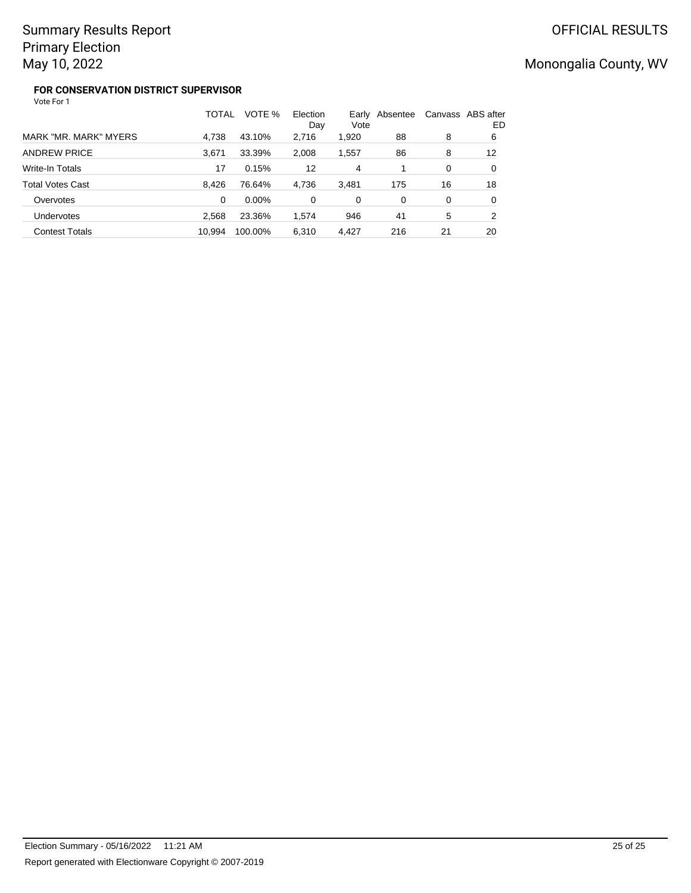# Summary Results Report
# Primary Election
# May 10, 2022

OFFICIAL RESULTS

Monongalia County, WV

### FOR CONSERVATION DISTRICT SUPERVISOR

Vote For 1

| | TOTAL | VOTE % | Election Day | Early Vote | Absentee | Canvass | ABS after ED |
|---|---|---|---|---|---|---|---|
| MARK "MR. MARK" MYERS | 4,738 | 43.10% | 2,716 | 1,920 | 88 | 8 | 6 |
| ANDREW PRICE | 3,671 | 33.39% | 2,008 | 1,557 | 86 | 8 | 12 |
| Write-In Totals | 17 | 0.15% | 12 | 4 | 1 | 0 | 0 |
| Total Votes Cast | 8,426 | 76.64% | 4,736 | 3,481 | 175 | 16 | 18 |
| Overvotes | 0 | 0.00% | 0 | 0 | 0 | 0 | 0 |
| Undervotes | 2,568 | 23.36% | 1,574 | 946 | 41 | 5 | 2 |
| Contest Totals | 10,994 | 100.00% | 6,310 | 4,427 | 216 | 21 | 20 |

Election Summary - 05/16/2022 11:21 AM

Report generated with Electionware Copyright © 2007-2019